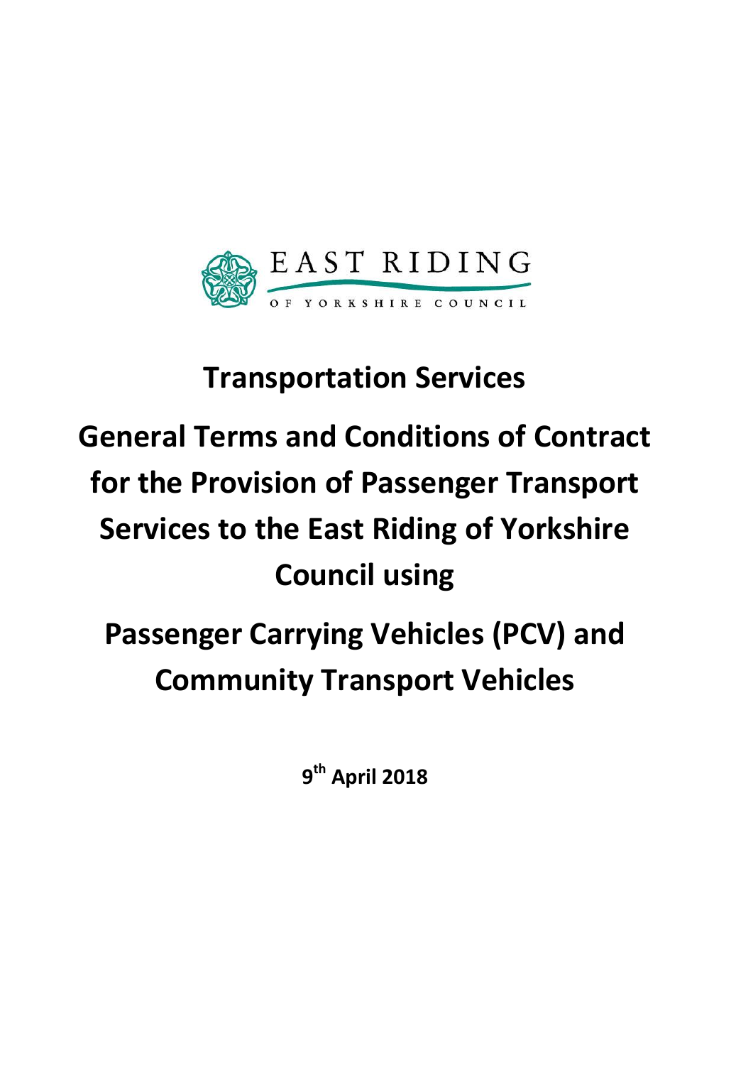EAST RIDING

OF YORKSHIRE COUNCIL

# Transportation Services

# General Terms and Conditions of Contract for the Provision of Passenger Transport Services to the East Riding of Yorkshire Council using

# Passenger Carrying Vehicles (PCV) and Community Transport Vehicles

**9th April 2018**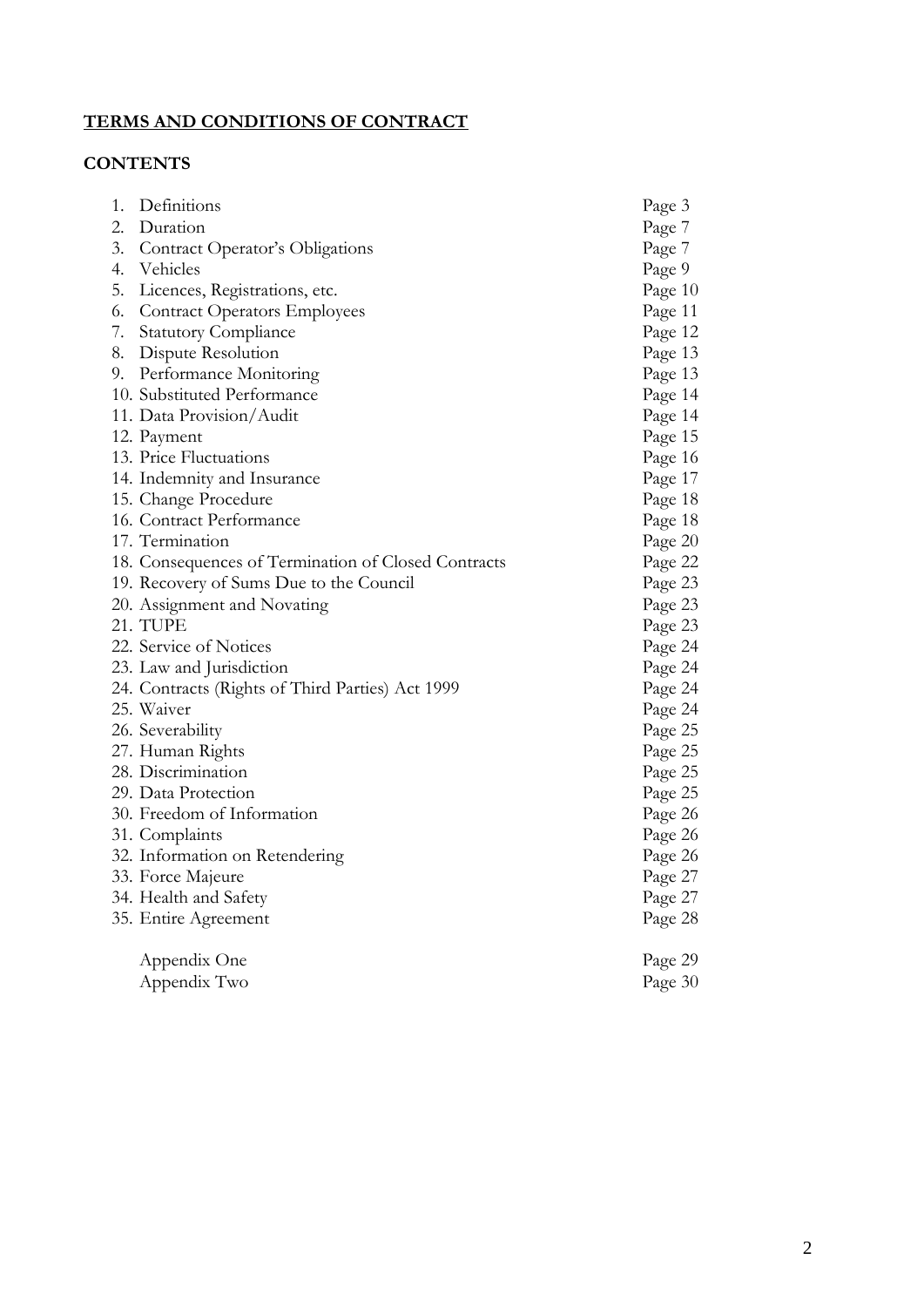**<u>TERMS AND CONDITIONS OF CONTRACT</u>**

**CONTENTS**

| | |
|---|---|
| 1. Definitions | Page 3 |
| 2. Duration | Page 7 |
| 3. Contract Operator's Obligations | Page 7 |
| 4. Vehicles | Page 9 |
| 5. Licences, Registrations, etc. | Page 10 |
| 6. Contract Operators Employees | Page 11 |
| 7. Statutory Compliance | Page 12 |
| 8. Dispute Resolution | Page 13 |
| 9. Performance Monitoring | Page 13 |
| 10. Substituted Performance | Page 14 |
| 11. Data Provision/Audit | Page 14 |
| 12. Payment | Page 15 |
| 13. Price Fluctuations | Page 16 |
| 14. Indemnity and Insurance | Page 17 |
| 15. Change Procedure | Page 18 |
| 16. Contract Performance | Page 18 |
| 17. Termination | Page 20 |
| 18. Consequences of Termination of Closed Contracts | Page 22 |
| 19. Recovery of Sums Due to the Council | Page 23 |
| 20. Assignment and Novating | Page 23 |
| 21. TUPE | Page 23 |
| 22. Service of Notices | Page 24 |
| 23. Law and Jurisdiction | Page 24 |
| 24. Contracts (Rights of Third Parties) Act 1999 | Page 24 |
| 25. Waiver | Page 24 |
| 26. Severability | Page 25 |
| 27. Human Rights | Page 25 |
| 28. Discrimination | Page 25 |
| 29. Data Protection | Page 25 |
| 30. Freedom of Information | Page 26 |
| 31. Complaints | Page 26 |
| 32. Information on Retendering | Page 26 |
| 33. Force Majeure | Page 27 |
| 34. Health and Safety | Page 27 |
| 35. Entire Agreement | Page 28 |
| Appendix One | Page 29 |
| Appendix Two | Page 30 |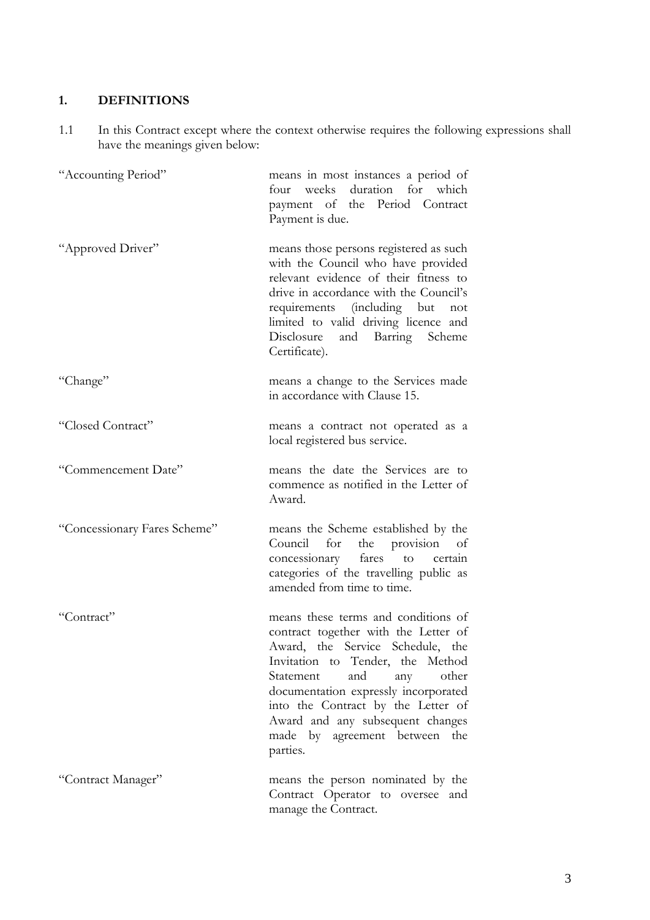## 1. DEFINITIONS

1.1 In this Contract except where the context otherwise requires the following expressions shall have the meanings given below:

| | |
|---|---|
| "Accounting Period" | means in most instances a period of four weeks duration for which payment of the Period Contract Payment is due. |
| "Approved Driver" | means those persons registered as such with the Council who have provided relevant evidence of their fitness to drive in accordance with the Council's requirements (including but not limited to valid driving licence and Disclosure and Barring Scheme Certificate). |
| "Change" | means a change to the Services made in accordance with Clause 15. |
| "Closed Contract" | means a contract not operated as a local registered bus service. |
| "Commencement Date" | means the date the Services are to commence as notified in the Letter of Award. |
| "Concessionary Fares Scheme" | means the Scheme established by the Council for the provision of concessionary fares to certain categories of the travelling public as amended from time to time. |
| "Contract" | means these terms and conditions of contract together with the Letter of Award, the Service Schedule, the Invitation to Tender, the Method Statement and any other documentation expressly incorporated into the Contract by the Letter of Award and any subsequent changes made by agreement between the parties. |
| "Contract Manager" | means the person nominated by the Contract Operator to oversee and manage the Contract. |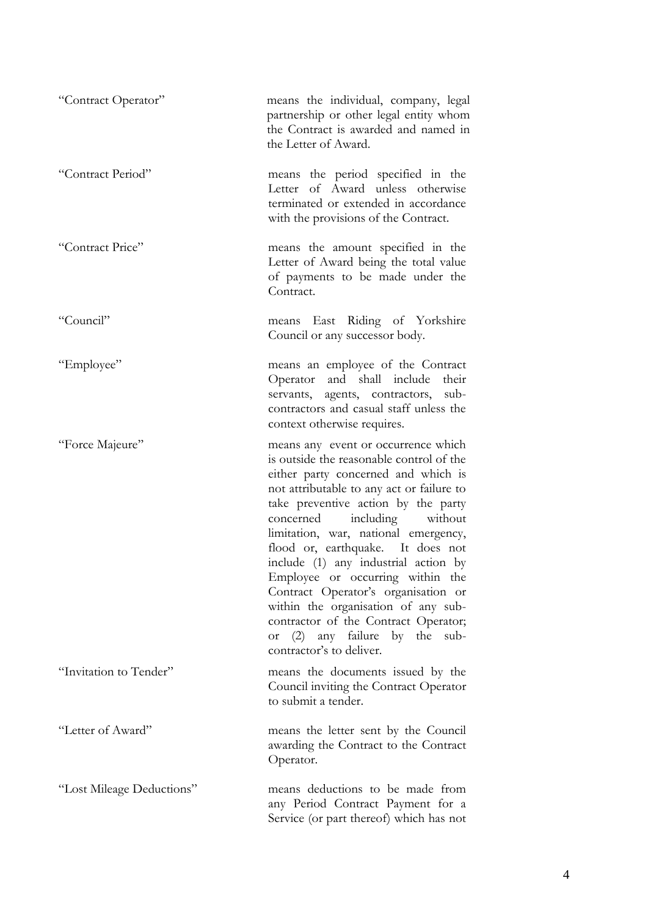| | |
|---|---|
| "Contract Operator" | means the individual, company, legal partnership or other legal entity whom the Contract is awarded and named in the Letter of Award. |
| "Contract Period" | means the period specified in the Letter of Award unless otherwise terminated or extended in accordance with the provisions of the Contract. |
| "Contract Price" | means the amount specified in the Letter of Award being the total value of payments to be made under the Contract. |
| "Council" | means East Riding of Yorkshire Council or any successor body. |
| "Employee" | means an employee of the Contract Operator and shall include their servants, agents, contractors, sub-contractors and casual staff unless the context otherwise requires. |
| "Force Majeure" | means any event or occurrence which is outside the reasonable control of the either party concerned and which is not attributable to any act or failure to take preventive action by the party concerned including without limitation, war, national emergency, flood or, earthquake. It does not include (1) any industrial action by Employee or occurring within the Contract Operator's organisation or within the organisation of any sub-contractor of the Contract Operator; or (2) any failure by the sub-contractor's to deliver. |
| "Invitation to Tender" | means the documents issued by the Council inviting the Contract Operator to submit a tender. |
| "Letter of Award" | means the letter sent by the Council awarding the Contract to the Contract Operator. |
| "Lost Mileage Deductions" | means deductions to be made from any Period Contract Payment for a Service (or part thereof) which has not |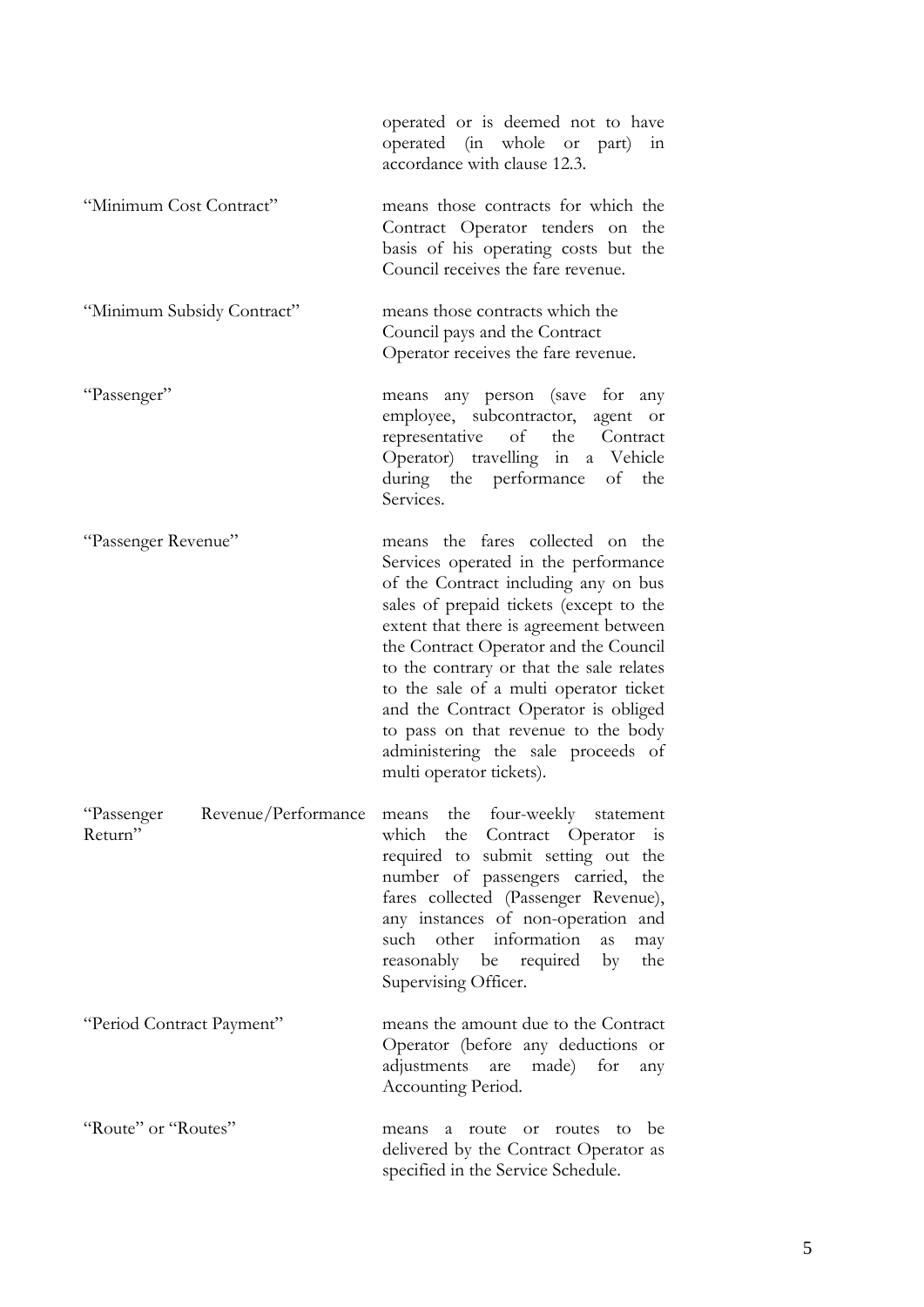operated or is deemed not to have operated (in whole or part) in accordance with clause 12.3.

| | |
|---|---|
| "Minimum Cost Contract" | means those contracts for which the Contract Operator tenders on the basis of his operating costs but the Council receives the fare revenue. |
| "Minimum Subsidy Contract" | means those contracts which the Council pays and the Contract Operator receives the fare revenue. |
| "Passenger" | means any person (save for any employee, subcontractor, agent or representative of the Contract Operator) travelling in a Vehicle during the performance of the Services. |
| "Passenger Revenue" | means the fares collected on the Services operated in the performance of the Contract including any on bus sales of prepaid tickets (except to the extent that there is agreement between the Contract Operator and the Council to the contrary or that the sale relates to the sale of a multi operator ticket and the Contract Operator is obliged to pass on that revenue to the body administering the sale proceeds of multi operator tickets). |
| "Passenger Revenue/Performance Return" | means the four-weekly statement which the Contract Operator is required to submit setting out the number of passengers carried, the fares collected (Passenger Revenue), any instances of non-operation and such other information as may reasonably be required by the Supervising Officer. |
| "Period Contract Payment" | means the amount due to the Contract Operator (before any deductions or adjustments are made) for any Accounting Period. |
| "Route" or "Routes" | means a route or routes to be delivered by the Contract Operator as specified in the Service Schedule. |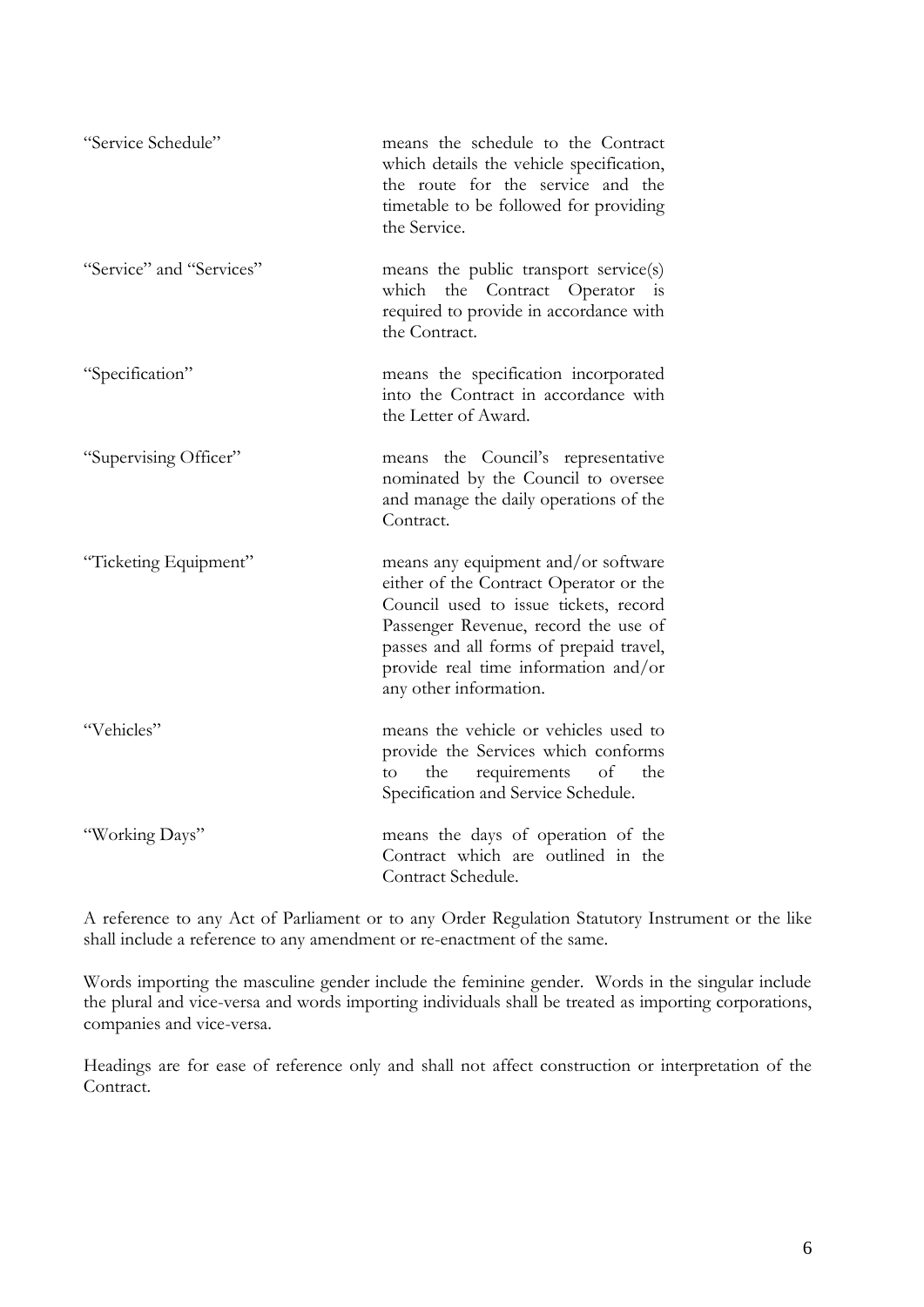| | |
|---|---|
| "Service Schedule" | means the schedule to the Contract which details the vehicle specification, the route for the service and the timetable to be followed for providing the Service. |
| "Service" and "Services" | means the public transport service(s) which the Contract Operator is required to provide in accordance with the Contract. |
| "Specification" | means the specification incorporated into the Contract in accordance with the Letter of Award. |
| "Supervising Officer" | means the Council's representative nominated by the Council to oversee and manage the daily operations of the Contract. |
| "Ticketing Equipment" | means any equipment and/or software either of the Contract Operator or the Council used to issue tickets, record Passenger Revenue, record the use of passes and all forms of prepaid travel, provide real time information and/or any other information. |
| "Vehicles" | means the vehicle or vehicles used to provide the Services which conforms to the requirements of the Specification and Service Schedule. |
| "Working Days" | means the days of operation of the Contract which are outlined in the Contract Schedule. |

A reference to any Act of Parliament or to any Order Regulation Statutory Instrument or the like shall include a reference to any amendment or re-enactment of the same.

Words importing the masculine gender include the feminine gender. Words in the singular include the plural and vice-versa and words importing individuals shall be treated as importing corporations, companies and vice-versa.

Headings are for ease of reference only and shall not affect construction or interpretation of the Contract.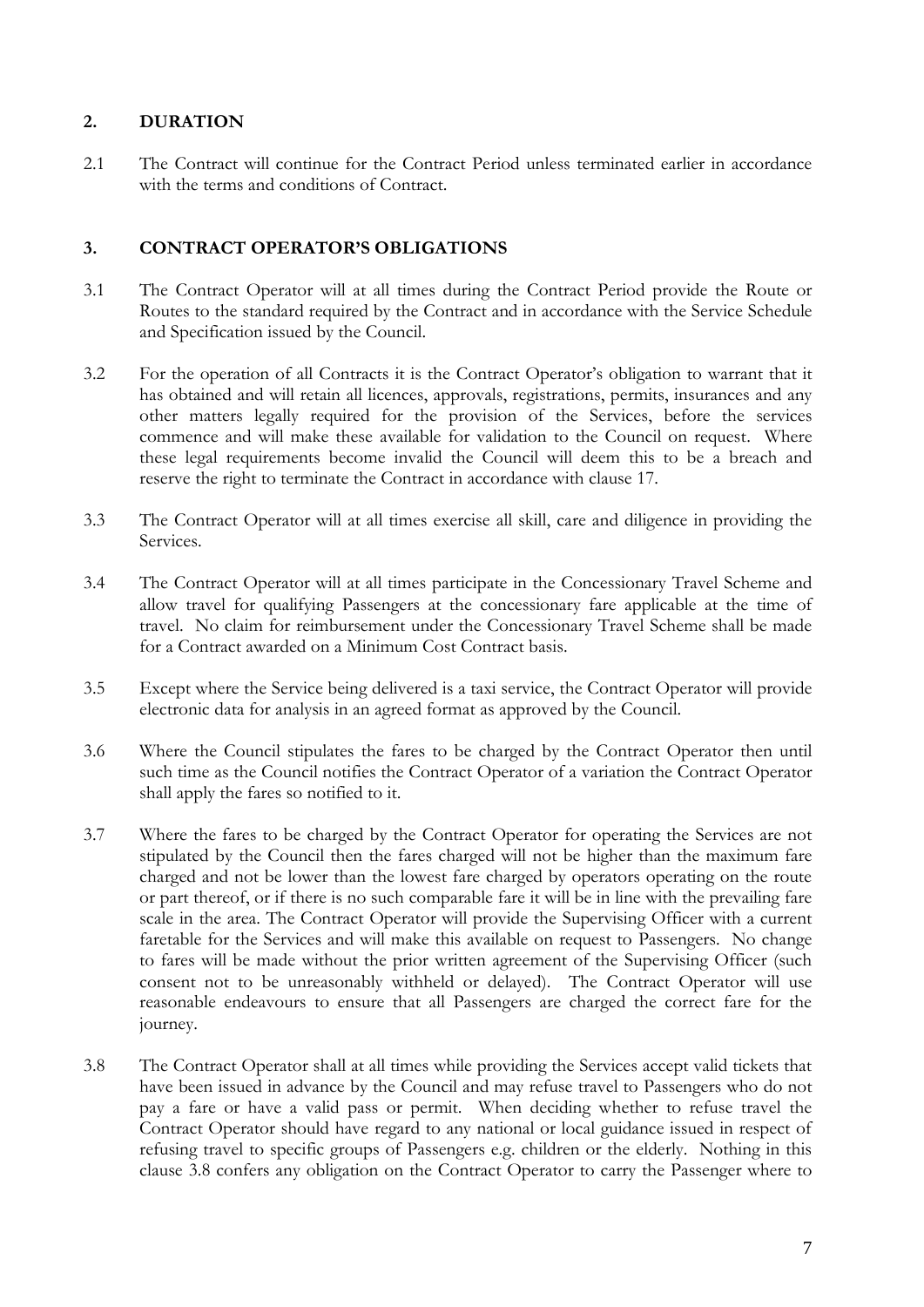## 2. DURATION

2.1 The Contract will continue for the Contract Period unless terminated earlier in accordance with the terms and conditions of Contract.

## 3. CONTRACT OPERATOR'S OBLIGATIONS

3.1 The Contract Operator will at all times during the Contract Period provide the Route or Routes to the standard required by the Contract and in accordance with the Service Schedule and Specification issued by the Council.

3.2 For the operation of all Contracts it is the Contract Operator's obligation to warrant that it has obtained and will retain all licences, approvals, registrations, permits, insurances and any other matters legally required for the provision of the Services, before the services commence and will make these available for validation to the Council on request. Where these legal requirements become invalid the Council will deem this to be a breach and reserve the right to terminate the Contract in accordance with clause 17.

3.3 The Contract Operator will at all times exercise all skill, care and diligence in providing the Services.

3.4 The Contract Operator will at all times participate in the Concessionary Travel Scheme and allow travel for qualifying Passengers at the concessionary fare applicable at the time of travel. No claim for reimbursement under the Concessionary Travel Scheme shall be made for a Contract awarded on a Minimum Cost Contract basis.

3.5 Except where the Service being delivered is a taxi service, the Contract Operator will provide electronic data for analysis in an agreed format as approved by the Council.

3.6 Where the Council stipulates the fares to be charged by the Contract Operator then until such time as the Council notifies the Contract Operator of a variation the Contract Operator shall apply the fares so notified to it.

3.7 Where the fares to be charged by the Contract Operator for operating the Services are not stipulated by the Council then the fares charged will not be higher than the maximum fare charged and not be lower than the lowest fare charged by operators operating on the route or part thereof, or if there is no such comparable fare it will be in line with the prevailing fare scale in the area. The Contract Operator will provide the Supervising Officer with a current faretable for the Services and will make this available on request to Passengers. No change to fares will be made without the prior written agreement of the Supervising Officer (such consent not to be unreasonably withheld or delayed). The Contract Operator will use reasonable endeavours to ensure that all Passengers are charged the correct fare for the journey.

3.8 The Contract Operator shall at all times while providing the Services accept valid tickets that have been issued in advance by the Council and may refuse travel to Passengers who do not pay a fare or have a valid pass or permit. When deciding whether to refuse travel the Contract Operator should have regard to any national or local guidance issued in respect of refusing travel to specific groups of Passengers e.g. children or the elderly. Nothing in this clause 3.8 confers any obligation on the Contract Operator to carry the Passenger where to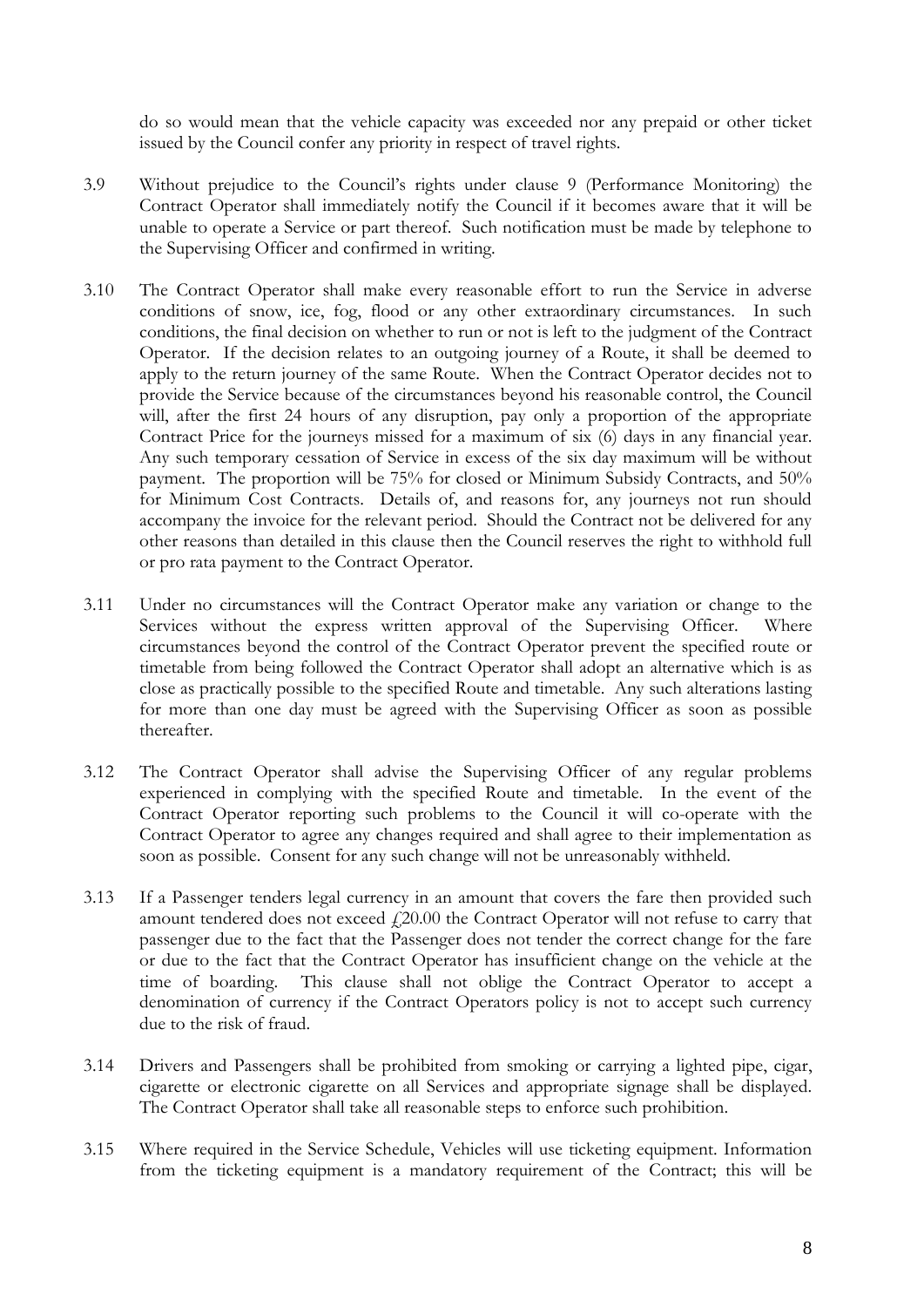do so would mean that the vehicle capacity was exceeded nor any prepaid or other ticket issued by the Council confer any priority in respect of travel rights.

3.9 Without prejudice to the Council's rights under clause 9 (Performance Monitoring) the Contract Operator shall immediately notify the Council if it becomes aware that it will be unable to operate a Service or part thereof. Such notification must be made by telephone to the Supervising Officer and confirmed in writing.

3.10 The Contract Operator shall make every reasonable effort to run the Service in adverse conditions of snow, ice, fog, flood or any other extraordinary circumstances. In such conditions, the final decision on whether to run or not is left to the judgment of the Contract Operator. If the decision relates to an outgoing journey of a Route, it shall be deemed to apply to the return journey of the same Route. When the Contract Operator decides not to provide the Service because of the circumstances beyond his reasonable control, the Council will, after the first 24 hours of any disruption, pay only a proportion of the appropriate Contract Price for the journeys missed for a maximum of six (6) days in any financial year. Any such temporary cessation of Service in excess of the six day maximum will be without payment. The proportion will be 75% for closed or Minimum Subsidy Contracts, and 50% for Minimum Cost Contracts. Details of, and reasons for, any journeys not run should accompany the invoice for the relevant period. Should the Contract not be delivered for any other reasons than detailed in this clause then the Council reserves the right to withhold full or pro rata payment to the Contract Operator.

3.11 Under no circumstances will the Contract Operator make any variation or change to the Services without the express written approval of the Supervising Officer. Where circumstances beyond the control of the Contract Operator prevent the specified route or timetable from being followed the Contract Operator shall adopt an alternative which is as close as practically possible to the specified Route and timetable. Any such alterations lasting for more than one day must be agreed with the Supervising Officer as soon as possible thereafter.

3.12 The Contract Operator shall advise the Supervising Officer of any regular problems experienced in complying with the specified Route and timetable. In the event of the Contract Operator reporting such problems to the Council it will co-operate with the Contract Operator to agree any changes required and shall agree to their implementation as soon as possible. Consent for any such change will not be unreasonably withheld.

3.13 If a Passenger tenders legal currency in an amount that covers the fare then provided such amount tendered does not exceed £20.00 the Contract Operator will not refuse to carry that passenger due to the fact that the Passenger does not tender the correct change for the fare or due to the fact that the Contract Operator has insufficient change on the vehicle at the time of boarding. This clause shall not oblige the Contract Operator to accept a denomination of currency if the Contract Operators policy is not to accept such currency due to the risk of fraud.

3.14 Drivers and Passengers shall be prohibited from smoking or carrying a lighted pipe, cigar, cigarette or electronic cigarette on all Services and appropriate signage shall be displayed. The Contract Operator shall take all reasonable steps to enforce such prohibition.

3.15 Where required in the Service Schedule, Vehicles will use ticketing equipment. Information from the ticketing equipment is a mandatory requirement of the Contract; this will be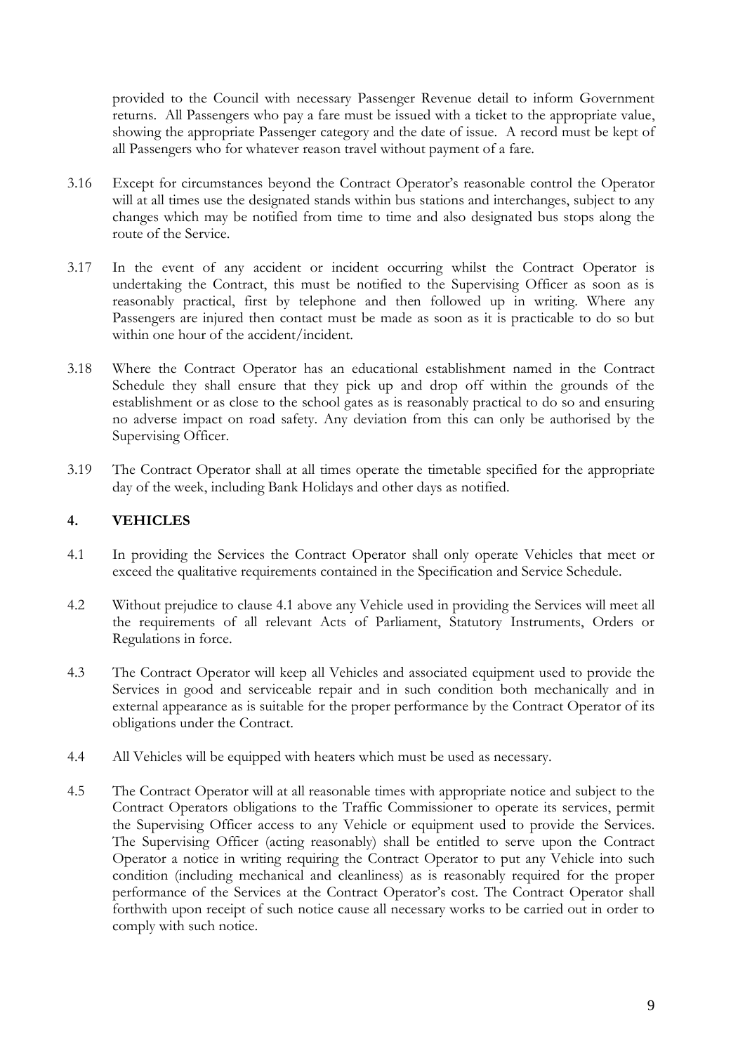provided to the Council with necessary Passenger Revenue detail to inform Government returns. All Passengers who pay a fare must be issued with a ticket to the appropriate value, showing the appropriate Passenger category and the date of issue. A record must be kept of all Passengers who for whatever reason travel without payment of a fare.

3.16 Except for circumstances beyond the Contract Operator's reasonable control the Operator will at all times use the designated stands within bus stations and interchanges, subject to any changes which may be notified from time to time and also designated bus stops along the route of the Service.

3.17 In the event of any accident or incident occurring whilst the Contract Operator is undertaking the Contract, this must be notified to the Supervising Officer as soon as is reasonably practical, first by telephone and then followed up in writing. Where any Passengers are injured then contact must be made as soon as it is practicable to do so but within one hour of the accident/incident.

3.18 Where the Contract Operator has an educational establishment named in the Contract Schedule they shall ensure that they pick up and drop off within the grounds of the establishment or as close to the school gates as is reasonably practical to do so and ensuring no adverse impact on road safety. Any deviation from this can only be authorised by the Supervising Officer.

3.19 The Contract Operator shall at all times operate the timetable specified for the appropriate day of the week, including Bank Holidays and other days as notified.

## 4. VEHICLES

4.1 In providing the Services the Contract Operator shall only operate Vehicles that meet or exceed the qualitative requirements contained in the Specification and Service Schedule.

4.2 Without prejudice to clause 4.1 above any Vehicle used in providing the Services will meet all the requirements of all relevant Acts of Parliament, Statutory Instruments, Orders or Regulations in force.

4.3 The Contract Operator will keep all Vehicles and associated equipment used to provide the Services in good and serviceable repair and in such condition both mechanically and in external appearance as is suitable for the proper performance by the Contract Operator of its obligations under the Contract.

4.4 All Vehicles will be equipped with heaters which must be used as necessary.

4.5 The Contract Operator will at all reasonable times with appropriate notice and subject to the Contract Operators obligations to the Traffic Commissioner to operate its services, permit the Supervising Officer access to any Vehicle or equipment used to provide the Services. The Supervising Officer (acting reasonably) shall be entitled to serve upon the Contract Operator a notice in writing requiring the Contract Operator to put any Vehicle into such condition (including mechanical and cleanliness) as is reasonably required for the proper performance of the Services at the Contract Operator's cost. The Contract Operator shall forthwith upon receipt of such notice cause all necessary works to be carried out in order to comply with such notice.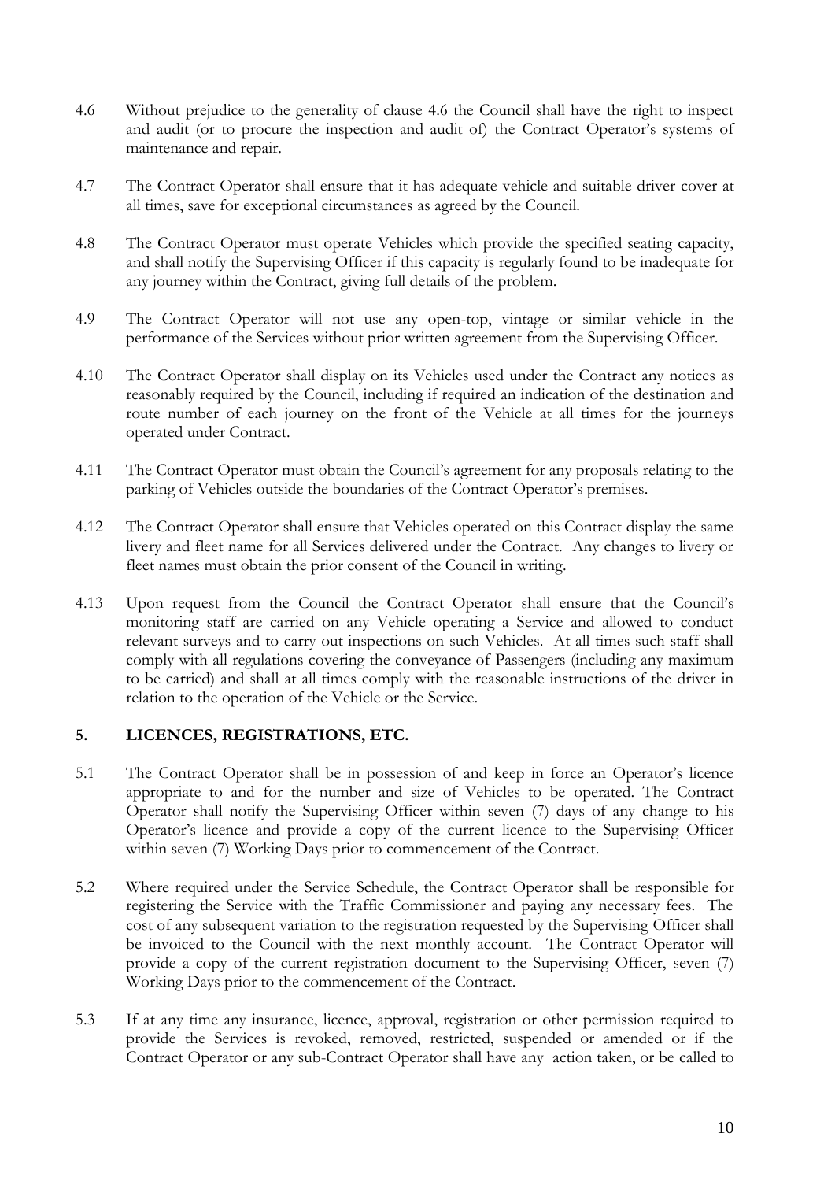4.6 Without prejudice to the generality of clause 4.6 the Council shall have the right to inspect and audit (or to procure the inspection and audit of) the Contract Operator's systems of maintenance and repair.

4.7 The Contract Operator shall ensure that it has adequate vehicle and suitable driver cover at all times, save for exceptional circumstances as agreed by the Council.

4.8 The Contract Operator must operate Vehicles which provide the specified seating capacity, and shall notify the Supervising Officer if this capacity is regularly found to be inadequate for any journey within the Contract, giving full details of the problem.

4.9 The Contract Operator will not use any open-top, vintage or similar vehicle in the performance of the Services without prior written agreement from the Supervising Officer.

4.10 The Contract Operator shall display on its Vehicles used under the Contract any notices as reasonably required by the Council, including if required an indication of the destination and route number of each journey on the front of the Vehicle at all times for the journeys operated under Contract.

4.11 The Contract Operator must obtain the Council's agreement for any proposals relating to the parking of Vehicles outside the boundaries of the Contract Operator's premises.

4.12 The Contract Operator shall ensure that Vehicles operated on this Contract display the same livery and fleet name for all Services delivered under the Contract. Any changes to livery or fleet names must obtain the prior consent of the Council in writing.

4.13 Upon request from the Council the Contract Operator shall ensure that the Council's monitoring staff are carried on any Vehicle operating a Service and allowed to conduct relevant surveys and to carry out inspections on such Vehicles. At all times such staff shall comply with all regulations covering the conveyance of Passengers (including any maximum to be carried) and shall at all times comply with the reasonable instructions of the driver in relation to the operation of the Vehicle or the Service.

## 5. LICENCES, REGISTRATIONS, ETC.

5.1 The Contract Operator shall be in possession of and keep in force an Operator's licence appropriate to and for the number and size of Vehicles to be operated. The Contract Operator shall notify the Supervising Officer within seven (7) days of any change to his Operator's licence and provide a copy of the current licence to the Supervising Officer within seven (7) Working Days prior to commencement of the Contract.

5.2 Where required under the Service Schedule, the Contract Operator shall be responsible for registering the Service with the Traffic Commissioner and paying any necessary fees. The cost of any subsequent variation to the registration requested by the Supervising Officer shall be invoiced to the Council with the next monthly account. The Contract Operator will provide a copy of the current registration document to the Supervising Officer, seven (7) Working Days prior to the commencement of the Contract.

5.3 If at any time any insurance, licence, approval, registration or other permission required to provide the Services is revoked, removed, restricted, suspended or amended or if the Contract Operator or any sub-Contract Operator shall have any action taken, or be called to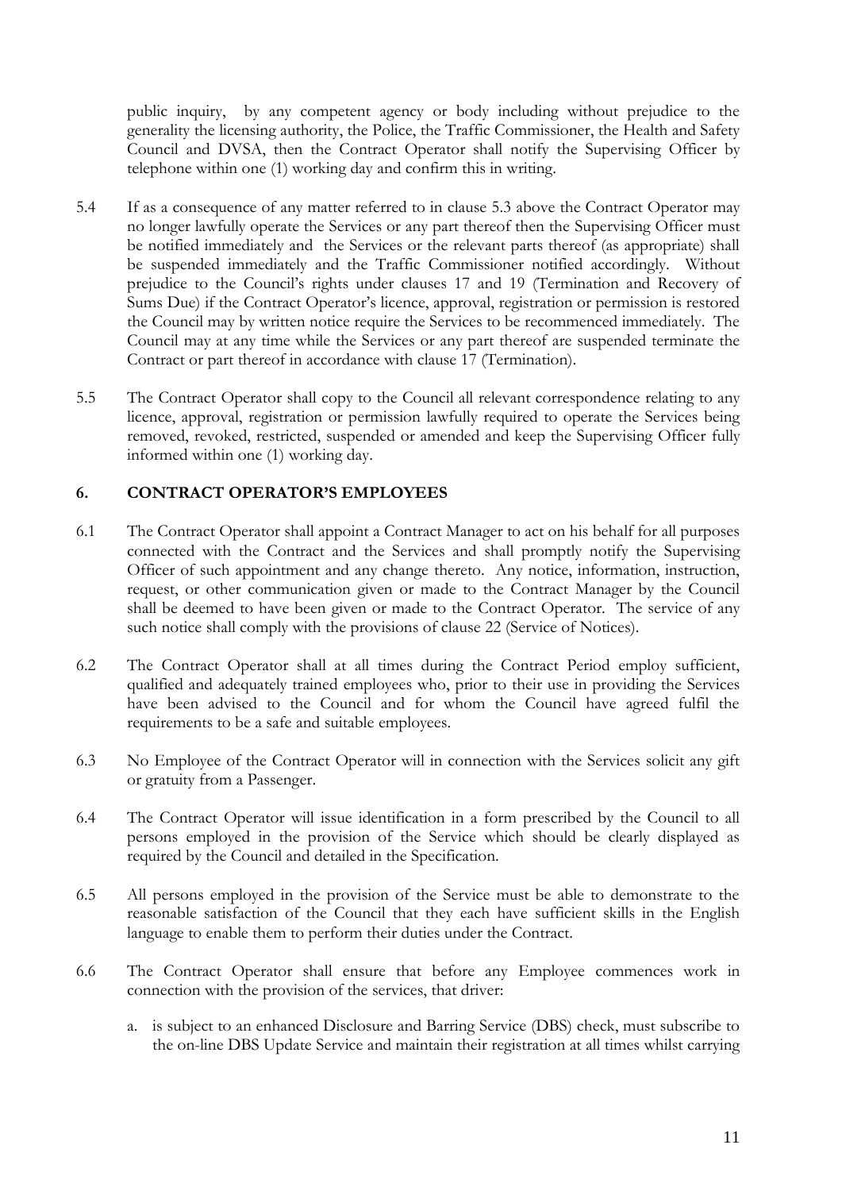public inquiry, by any competent agency or body including without prejudice to the generality the licensing authority, the Police, the Traffic Commissioner, the Health and Safety Council and DVSA, then the Contract Operator shall notify the Supervising Officer by telephone within one (1) working day and confirm this in writing.

5.4 If as a consequence of any matter referred to in clause 5.3 above the Contract Operator may no longer lawfully operate the Services or any part thereof then the Supervising Officer must be notified immediately and the Services or the relevant parts thereof (as appropriate) shall be suspended immediately and the Traffic Commissioner notified accordingly. Without prejudice to the Council's rights under clauses 17 and 19 (Termination and Recovery of Sums Due) if the Contract Operator's licence, approval, registration or permission is restored the Council may by written notice require the Services to be recommenced immediately. The Council may at any time while the Services or any part thereof are suspended terminate the Contract or part thereof in accordance with clause 17 (Termination).

5.5 The Contract Operator shall copy to the Council all relevant correspondence relating to any licence, approval, registration or permission lawfully required to operate the Services being removed, revoked, restricted, suspended or amended and keep the Supervising Officer fully informed within one (1) working day.

## 6. CONTRACT OPERATOR'S EMPLOYEES

6.1 The Contract Operator shall appoint a Contract Manager to act on his behalf for all purposes connected with the Contract and the Services and shall promptly notify the Supervising Officer of such appointment and any change thereto. Any notice, information, instruction, request, or other communication given or made to the Contract Manager by the Council shall be deemed to have been given or made to the Contract Operator. The service of any such notice shall comply with the provisions of clause 22 (Service of Notices).

6.2 The Contract Operator shall at all times during the Contract Period employ sufficient, qualified and adequately trained employees who, prior to their use in providing the Services have been advised to the Council and for whom the Council have agreed fulfil the requirements to be a safe and suitable employees.

6.3 No Employee of the Contract Operator will in connection with the Services solicit any gift or gratuity from a Passenger.

6.4 The Contract Operator will issue identification in a form prescribed by the Council to all persons employed in the provision of the Service which should be clearly displayed as required by the Council and detailed in the Specification.

6.5 All persons employed in the provision of the Service must be able to demonstrate to the reasonable satisfaction of the Council that they each have sufficient skills in the English language to enable them to perform their duties under the Contract.

6.6 The Contract Operator shall ensure that before any Employee commences work in connection with the provision of the services, that driver:

a. is subject to an enhanced Disclosure and Barring Service (DBS) check, must subscribe to the on-line DBS Update Service and maintain their registration at all times whilst carrying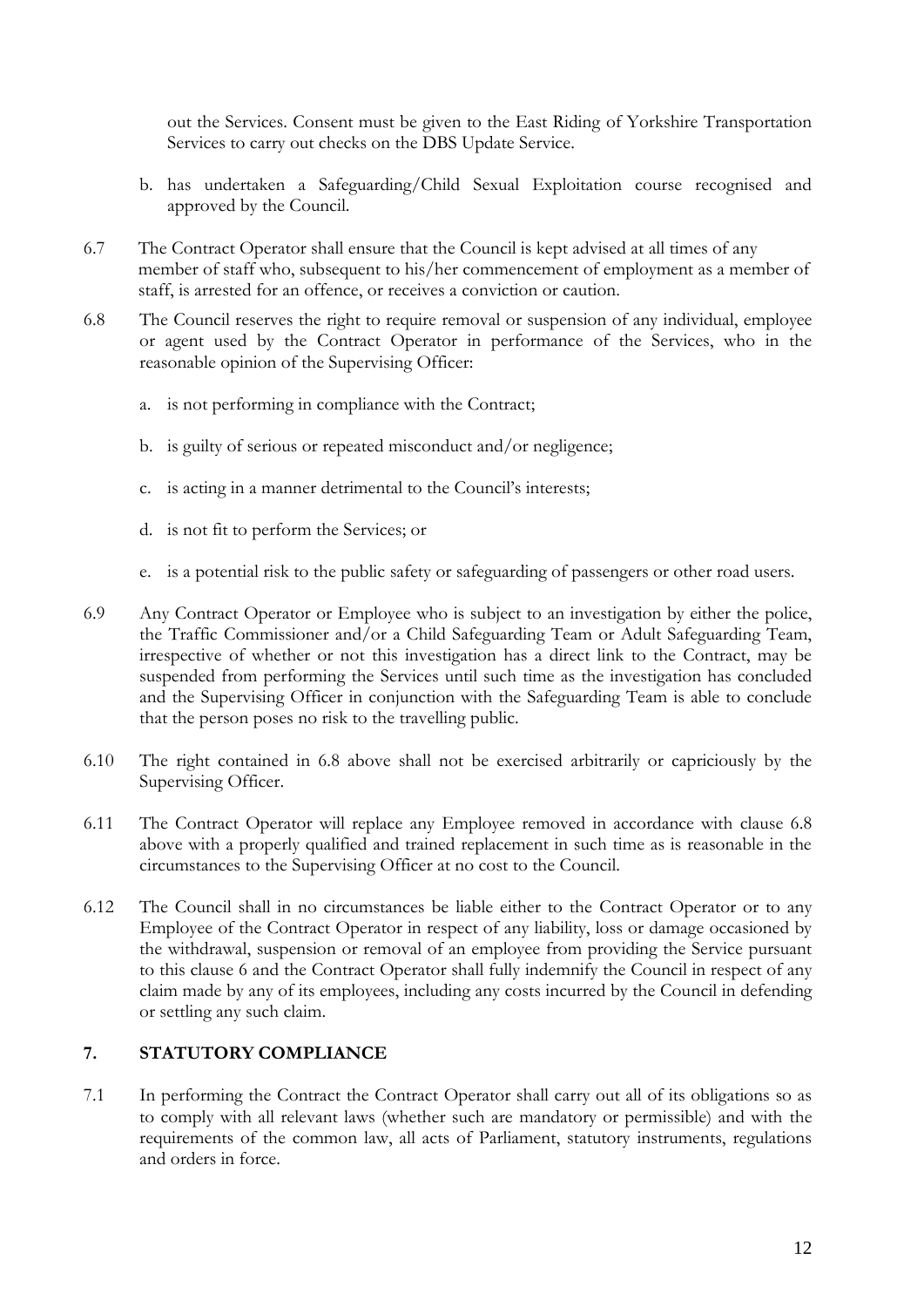out the Services. Consent must be given to the East Riding of Yorkshire Transportation Services to carry out checks on the DBS Update Service.

b. has undertaken a Safeguarding/Child Sexual Exploitation course recognised and approved by the Council.

6.7 The Contract Operator shall ensure that the Council is kept advised at all times of any member of staff who, subsequent to his/her commencement of employment as a member of staff, is arrested for an offence, or receives a conviction or caution.

6.8 The Council reserves the right to require removal or suspension of any individual, employee or agent used by the Contract Operator in performance of the Services, who in the reasonable opinion of the Supervising Officer:

a. is not performing in compliance with the Contract;

b. is guilty of serious or repeated misconduct and/or negligence;

c. is acting in a manner detrimental to the Council's interests;

d. is not fit to perform the Services; or

e. is a potential risk to the public safety or safeguarding of passengers or other road users.

6.9 Any Contract Operator or Employee who is subject to an investigation by either the police, the Traffic Commissioner and/or a Child Safeguarding Team or Adult Safeguarding Team, irrespective of whether or not this investigation has a direct link to the Contract, may be suspended from performing the Services until such time as the investigation has concluded and the Supervising Officer in conjunction with the Safeguarding Team is able to conclude that the person poses no risk to the travelling public.

6.10 The right contained in 6.8 above shall not be exercised arbitrarily or capriciously by the Supervising Officer.

6.11 The Contract Operator will replace any Employee removed in accordance with clause 6.8 above with a properly qualified and trained replacement in such time as is reasonable in the circumstances to the Supervising Officer at no cost to the Council.

6.12 The Council shall in no circumstances be liable either to the Contract Operator or to any Employee of the Contract Operator in respect of any liability, loss or damage occasioned by the withdrawal, suspension or removal of an employee from providing the Service pursuant to this clause 6 and the Contract Operator shall fully indemnify the Council in respect of any claim made by any of its employees, including any costs incurred by the Council in defending or settling any such claim.

## 7. STATUTORY COMPLIANCE

7.1 In performing the Contract the Contract Operator shall carry out all of its obligations so as to comply with all relevant laws (whether such are mandatory or permissible) and with the requirements of the common law, all acts of Parliament, statutory instruments, regulations and orders in force.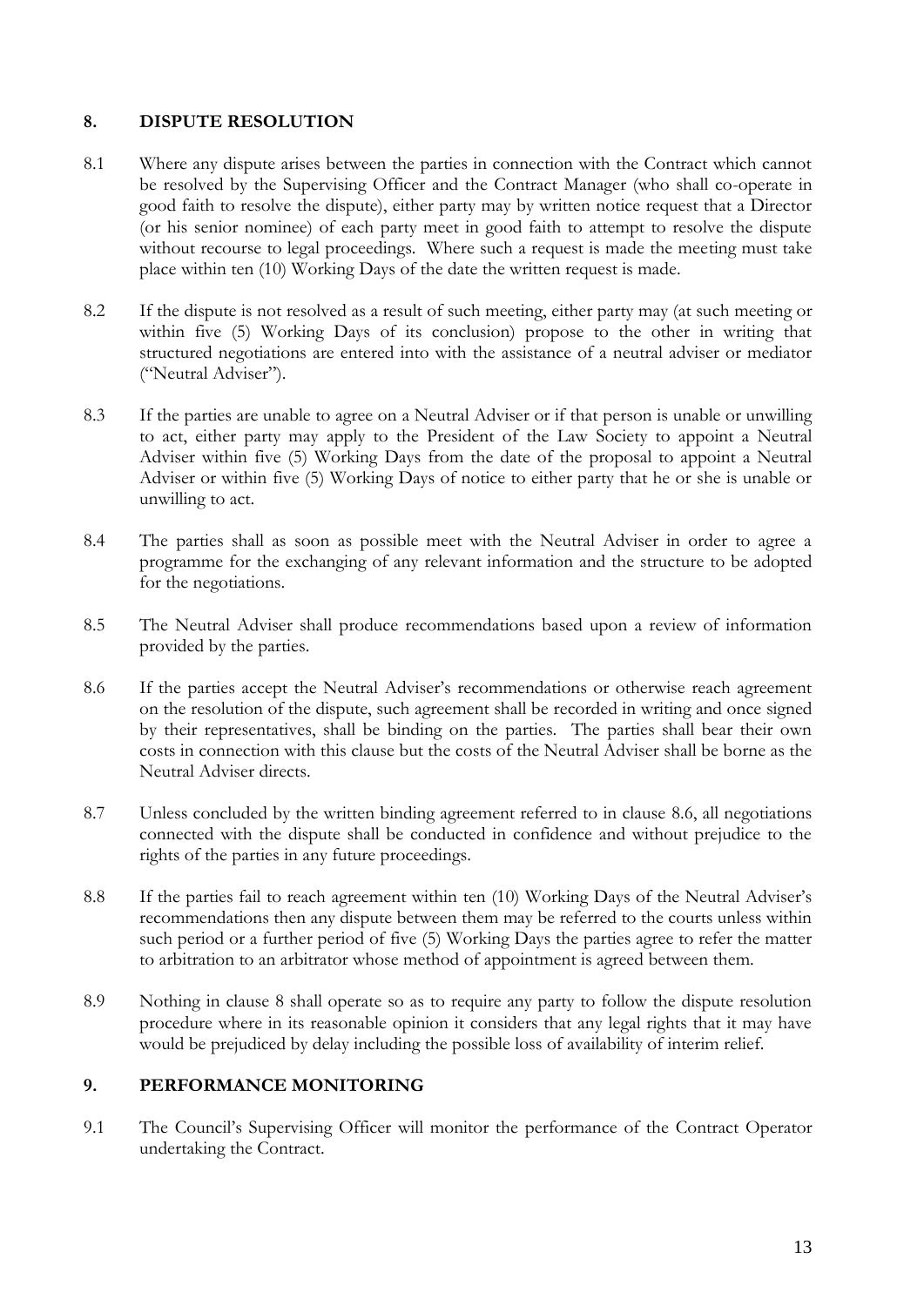## 8. DISPUTE RESOLUTION

8.1 Where any dispute arises between the parties in connection with the Contract which cannot be resolved by the Supervising Officer and the Contract Manager (who shall co-operate in good faith to resolve the dispute), either party may by written notice request that a Director (or his senior nominee) of each party meet in good faith to attempt to resolve the dispute without recourse to legal proceedings. Where such a request is made the meeting must take place within ten (10) Working Days of the date the written request is made.

8.2 If the dispute is not resolved as a result of such meeting, either party may (at such meeting or within five (5) Working Days of its conclusion) propose to the other in writing that structured negotiations are entered into with the assistance of a neutral adviser or mediator ("Neutral Adviser").

8.3 If the parties are unable to agree on a Neutral Adviser or if that person is unable or unwilling to act, either party may apply to the President of the Law Society to appoint a Neutral Adviser within five (5) Working Days from the date of the proposal to appoint a Neutral Adviser or within five (5) Working Days of notice to either party that he or she is unable or unwilling to act.

8.4 The parties shall as soon as possible meet with the Neutral Adviser in order to agree a programme for the exchanging of any relevant information and the structure to be adopted for the negotiations.

8.5 The Neutral Adviser shall produce recommendations based upon a review of information provided by the parties.

8.6 If the parties accept the Neutral Adviser's recommendations or otherwise reach agreement on the resolution of the dispute, such agreement shall be recorded in writing and once signed by their representatives, shall be binding on the parties. The parties shall bear their own costs in connection with this clause but the costs of the Neutral Adviser shall be borne as the Neutral Adviser directs.

8.7 Unless concluded by the written binding agreement referred to in clause 8.6, all negotiations connected with the dispute shall be conducted in confidence and without prejudice to the rights of the parties in any future proceedings.

8.8 If the parties fail to reach agreement within ten (10) Working Days of the Neutral Adviser's recommendations then any dispute between them may be referred to the courts unless within such period or a further period of five (5) Working Days the parties agree to refer the matter to arbitration to an arbitrator whose method of appointment is agreed between them.

8.9 Nothing in clause 8 shall operate so as to require any party to follow the dispute resolution procedure where in its reasonable opinion it considers that any legal rights that it may have would be prejudiced by delay including the possible loss of availability of interim relief.

## 9. PERFORMANCE MONITORING

9.1 The Council's Supervising Officer will monitor the performance of the Contract Operator undertaking the Contract.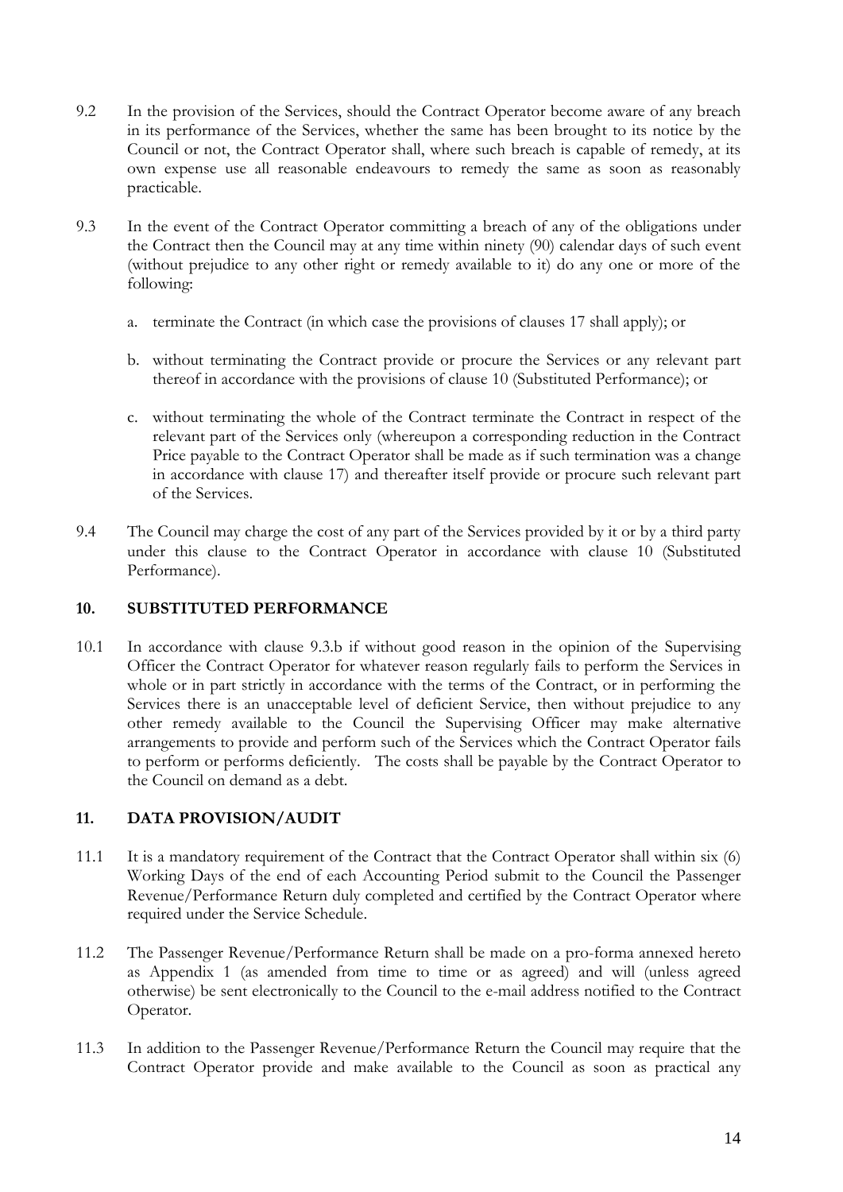9.2 In the provision of the Services, should the Contract Operator become aware of any breach in its performance of the Services, whether the same has been brought to its notice by the Council or not, the Contract Operator shall, where such breach is capable of remedy, at its own expense use all reasonable endeavours to remedy the same as soon as reasonably practicable.

9.3 In the event of the Contract Operator committing a breach of any of the obligations under the Contract then the Council may at any time within ninety (90) calendar days of such event (without prejudice to any other right or remedy available to it) do any one or more of the following:

a. terminate the Contract (in which case the provisions of clauses 17 shall apply); or

b. without terminating the Contract provide or procure the Services or any relevant part thereof in accordance with the provisions of clause 10 (Substituted Performance); or

c. without terminating the whole of the Contract terminate the Contract in respect of the relevant part of the Services only (whereupon a corresponding reduction in the Contract Price payable to the Contract Operator shall be made as if such termination was a change in accordance with clause 17) and thereafter itself provide or procure such relevant part of the Services.

9.4 The Council may charge the cost of any part of the Services provided by it or by a third party under this clause to the Contract Operator in accordance with clause 10 (Substituted Performance).

## 10. SUBSTITUTED PERFORMANCE

10.1 In accordance with clause 9.3.b if without good reason in the opinion of the Supervising Officer the Contract Operator for whatever reason regularly fails to perform the Services in whole or in part strictly in accordance with the terms of the Contract, or in performing the Services there is an unacceptable level of deficient Service, then without prejudice to any other remedy available to the Council the Supervising Officer may make alternative arrangements to provide and perform such of the Services which the Contract Operator fails to perform or performs deficiently. The costs shall be payable by the Contract Operator to the Council on demand as a debt.

## 11. DATA PROVISION/AUDIT

11.1 It is a mandatory requirement of the Contract that the Contract Operator shall within six (6) Working Days of the end of each Accounting Period submit to the Council the Passenger Revenue/Performance Return duly completed and certified by the Contract Operator where required under the Service Schedule.

11.2 The Passenger Revenue/Performance Return shall be made on a pro-forma annexed hereto as Appendix 1 (as amended from time to time or as agreed) and will (unless agreed otherwise) be sent electronically to the Council to the e-mail address notified to the Contract Operator.

11.3 In addition to the Passenger Revenue/Performance Return the Council may require that the Contract Operator provide and make available to the Council as soon as practical any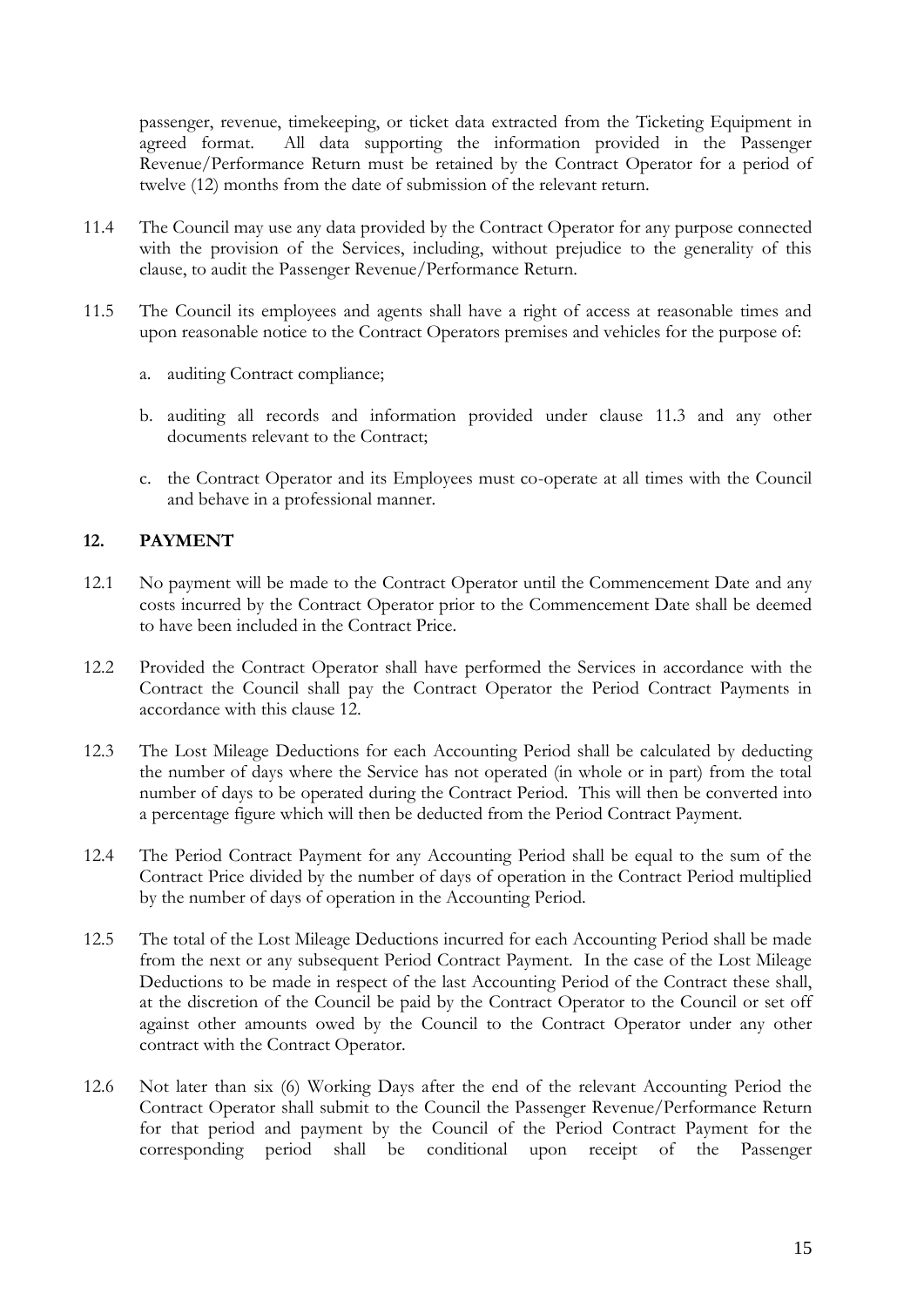passenger, revenue, timekeeping, or ticket data extracted from the Ticketing Equipment in agreed format. All data supporting the information provided in the Passenger Revenue/Performance Return must be retained by the Contract Operator for a period of twelve (12) months from the date of submission of the relevant return.

11.4 The Council may use any data provided by the Contract Operator for any purpose connected with the provision of the Services, including, without prejudice to the generality of this clause, to audit the Passenger Revenue/Performance Return.

11.5 The Council its employees and agents shall have a right of access at reasonable times and upon reasonable notice to the Contract Operators premises and vehicles for the purpose of:

a. auditing Contract compliance;

b. auditing all records and information provided under clause 11.3 and any other documents relevant to the Contract;

c. the Contract Operator and its Employees must co-operate at all times with the Council and behave in a professional manner.

## 12. PAYMENT

12.1 No payment will be made to the Contract Operator until the Commencement Date and any costs incurred by the Contract Operator prior to the Commencement Date shall be deemed to have been included in the Contract Price.

12.2 Provided the Contract Operator shall have performed the Services in accordance with the Contract the Council shall pay the Contract Operator the Period Contract Payments in accordance with this clause 12.

12.3 The Lost Mileage Deductions for each Accounting Period shall be calculated by deducting the number of days where the Service has not operated (in whole or in part) from the total number of days to be operated during the Contract Period. This will then be converted into a percentage figure which will then be deducted from the Period Contract Payment.

12.4 The Period Contract Payment for any Accounting Period shall be equal to the sum of the Contract Price divided by the number of days of operation in the Contract Period multiplied by the number of days of operation in the Accounting Period.

12.5 The total of the Lost Mileage Deductions incurred for each Accounting Period shall be made from the next or any subsequent Period Contract Payment. In the case of the Lost Mileage Deductions to be made in respect of the last Accounting Period of the Contract these shall, at the discretion of the Council be paid by the Contract Operator to the Council or set off against other amounts owed by the Council to the Contract Operator under any other contract with the Contract Operator.

12.6 Not later than six (6) Working Days after the end of the relevant Accounting Period the Contract Operator shall submit to the Council the Passenger Revenue/Performance Return for that period and payment by the Council of the Period Contract Payment for the corresponding period shall be conditional upon receipt of the Passenger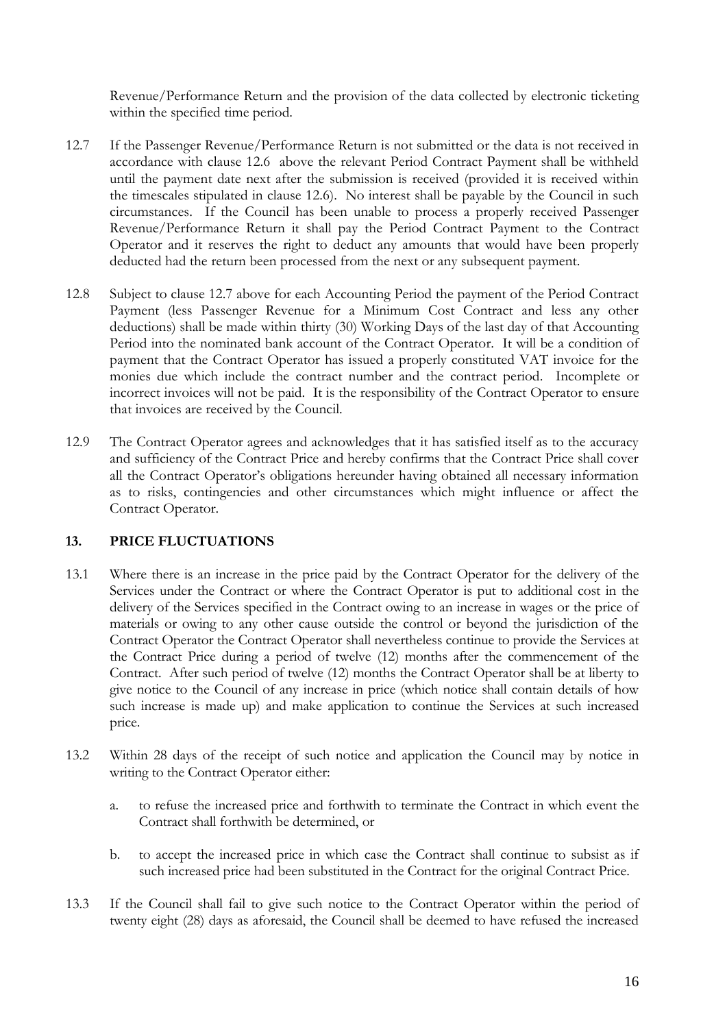Revenue/Performance Return and the provision of the data collected by electronic ticketing within the specified time period.

12.7 If the Passenger Revenue/Performance Return is not submitted or the data is not received in accordance with clause 12.6 above the relevant Period Contract Payment shall be withheld until the payment date next after the submission is received (provided it is received within the timescales stipulated in clause 12.6). No interest shall be payable by the Council in such circumstances. If the Council has been unable to process a properly received Passenger Revenue/Performance Return it shall pay the Period Contract Payment to the Contract Operator and it reserves the right to deduct any amounts that would have been properly deducted had the return been processed from the next or any subsequent payment.

12.8 Subject to clause 12.7 above for each Accounting Period the payment of the Period Contract Payment (less Passenger Revenue for a Minimum Cost Contract and less any other deductions) shall be made within thirty (30) Working Days of the last day of that Accounting Period into the nominated bank account of the Contract Operator. It will be a condition of payment that the Contract Operator has issued a properly constituted VAT invoice for the monies due which include the contract number and the contract period. Incomplete or incorrect invoices will not be paid. It is the responsibility of the Contract Operator to ensure that invoices are received by the Council.

12.9 The Contract Operator agrees and acknowledges that it has satisfied itself as to the accuracy and sufficiency of the Contract Price and hereby confirms that the Contract Price shall cover all the Contract Operator's obligations hereunder having obtained all necessary information as to risks, contingencies and other circumstances which might influence or affect the Contract Operator.

## 13. PRICE FLUCTUATIONS

13.1 Where there is an increase in the price paid by the Contract Operator for the delivery of the Services under the Contract or where the Contract Operator is put to additional cost in the delivery of the Services specified in the Contract owing to an increase in wages or the price of materials or owing to any other cause outside the control or beyond the jurisdiction of the Contract Operator the Contract Operator shall nevertheless continue to provide the Services at the Contract Price during a period of twelve (12) months after the commencement of the Contract. After such period of twelve (12) months the Contract Operator shall be at liberty to give notice to the Council of any increase in price (which notice shall contain details of how such increase is made up) and make application to continue the Services at such increased price.

13.2 Within 28 days of the receipt of such notice and application the Council may by notice in writing to the Contract Operator either:

a. to refuse the increased price and forthwith to terminate the Contract in which event the Contract shall forthwith be determined, or

b. to accept the increased price in which case the Contract shall continue to subsist as if such increased price had been substituted in the Contract for the original Contract Price.

13.3 If the Council shall fail to give such notice to the Contract Operator within the period of twenty eight (28) days as aforesaid, the Council shall be deemed to have refused the increased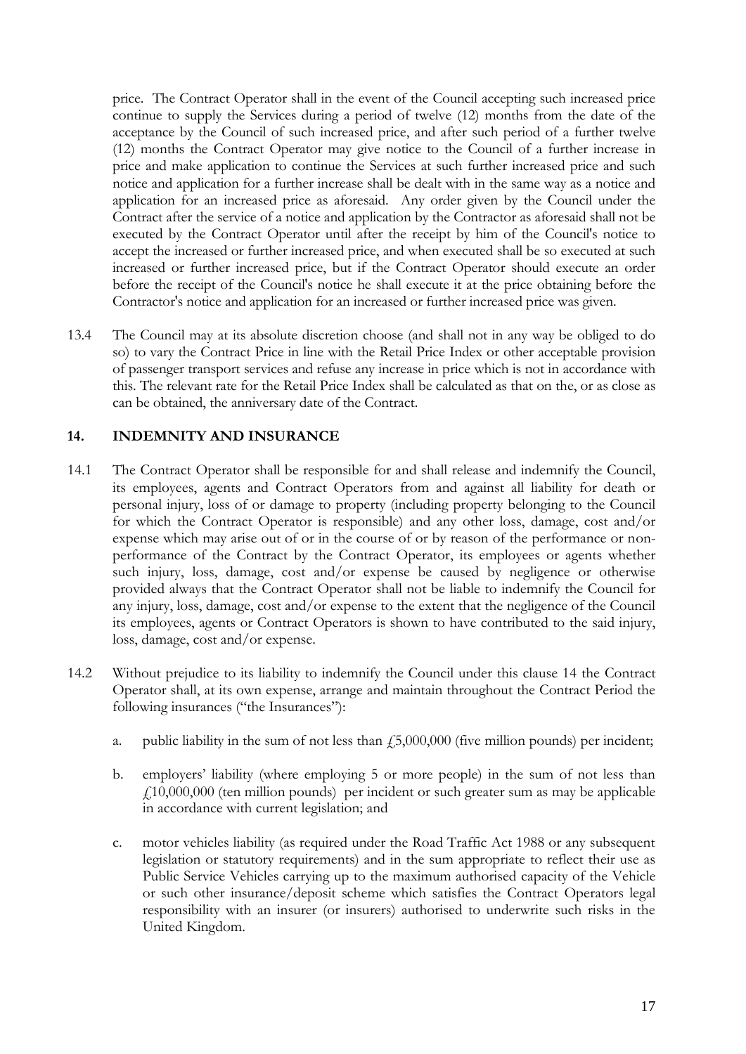price. The Contract Operator shall in the event of the Council accepting such increased price continue to supply the Services during a period of twelve (12) months from the date of the acceptance by the Council of such increased price, and after such period of a further twelve (12) months the Contract Operator may give notice to the Council of a further increase in price and make application to continue the Services at such further increased price and such notice and application for a further increase shall be dealt with in the same way as a notice and application for an increased price as aforesaid. Any order given by the Council under the Contract after the service of a notice and application by the Contractor as aforesaid shall not be executed by the Contract Operator until after the receipt by him of the Council's notice to accept the increased or further increased price, and when executed shall be so executed at such increased or further increased price, but if the Contract Operator should execute an order before the receipt of the Council's notice he shall execute it at the price obtaining before the Contractor's notice and application for an increased or further increased price was given.

13.4 The Council may at its absolute discretion choose (and shall not in any way be obliged to do so) to vary the Contract Price in line with the Retail Price Index or other acceptable provision of passenger transport services and refuse any increase in price which is not in accordance with this. The relevant rate for the Retail Price Index shall be calculated as that on the, or as close as can be obtained, the anniversary date of the Contract.

## 14. INDEMNITY AND INSURANCE

14.1 The Contract Operator shall be responsible for and shall release and indemnify the Council, its employees, agents and Contract Operators from and against all liability for death or personal injury, loss of or damage to property (including property belonging to the Council for which the Contract Operator is responsible) and any other loss, damage, cost and/or expense which may arise out of or in the course of or by reason of the performance or non-performance of the Contract by the Contract Operator, its employees or agents whether such injury, loss, damage, cost and/or expense be caused by negligence or otherwise provided always that the Contract Operator shall not be liable to indemnify the Council for any injury, loss, damage, cost and/or expense to the extent that the negligence of the Council its employees, agents or Contract Operators is shown to have contributed to the said injury, loss, damage, cost and/or expense.

14.2 Without prejudice to its liability to indemnify the Council under this clause 14 the Contract Operator shall, at its own expense, arrange and maintain throughout the Contract Period the following insurances ("the Insurances"):

a. public liability in the sum of not less than £5,000,000 (five million pounds) per incident;

b. employers' liability (where employing 5 or more people) in the sum of not less than £10,000,000 (ten million pounds) per incident or such greater sum as may be applicable in accordance with current legislation; and

c. motor vehicles liability (as required under the Road Traffic Act 1988 or any subsequent legislation or statutory requirements) and in the sum appropriate to reflect their use as Public Service Vehicles carrying up to the maximum authorised capacity of the Vehicle or such other insurance/deposit scheme which satisfies the Contract Operators legal responsibility with an insurer (or insurers) authorised to underwrite such risks in the United Kingdom.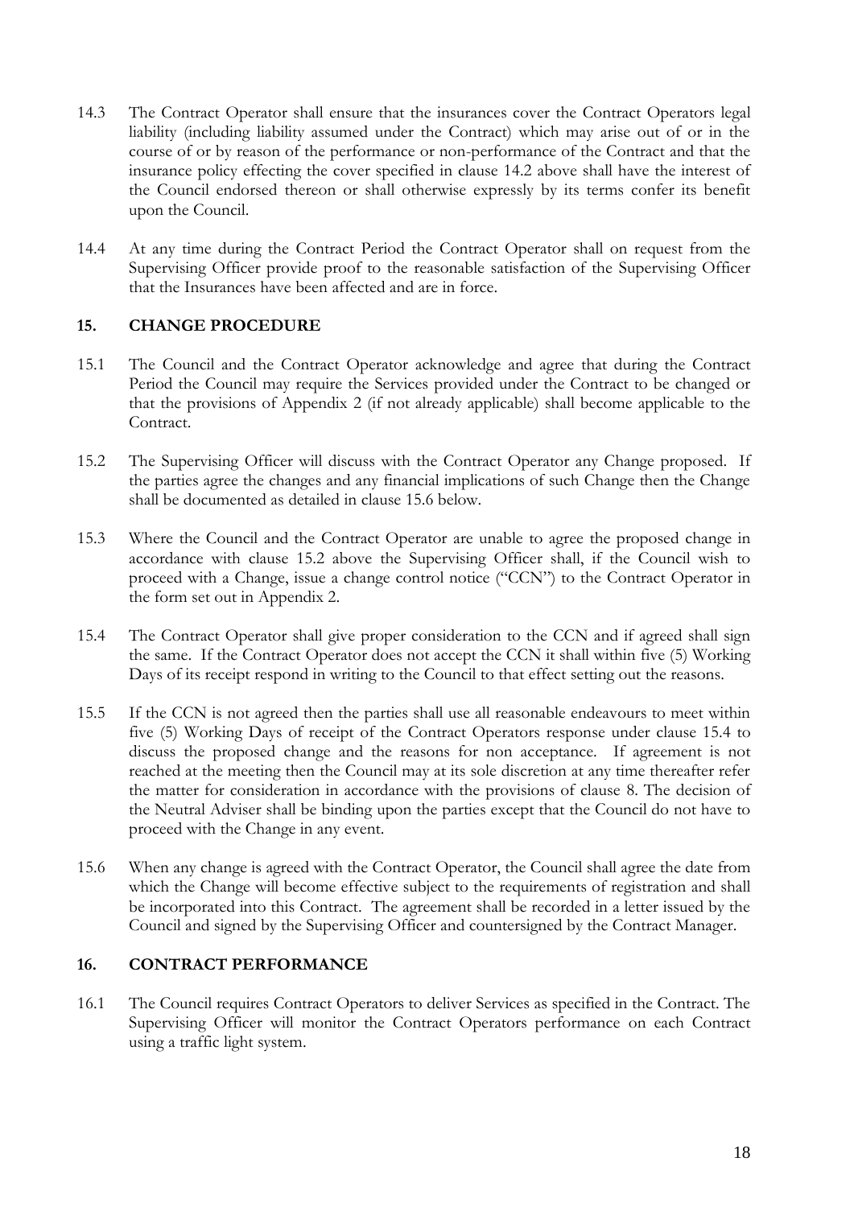14.3 The Contract Operator shall ensure that the insurances cover the Contract Operators legal liability (including liability assumed under the Contract) which may arise out of or in the course of or by reason of the performance or non-performance of the Contract and that the insurance policy effecting the cover specified in clause 14.2 above shall have the interest of the Council endorsed thereon or shall otherwise expressly by its terms confer its benefit upon the Council.

14.4 At any time during the Contract Period the Contract Operator shall on request from the Supervising Officer provide proof to the reasonable satisfaction of the Supervising Officer that the Insurances have been affected and are in force.

## 15. CHANGE PROCEDURE

15.1 The Council and the Contract Operator acknowledge and agree that during the Contract Period the Council may require the Services provided under the Contract to be changed or that the provisions of Appendix 2 (if not already applicable) shall become applicable to the Contract.

15.2 The Supervising Officer will discuss with the Contract Operator any Change proposed. If the parties agree the changes and any financial implications of such Change then the Change shall be documented as detailed in clause 15.6 below.

15.3 Where the Council and the Contract Operator are unable to agree the proposed change in accordance with clause 15.2 above the Supervising Officer shall, if the Council wish to proceed with a Change, issue a change control notice ("CCN") to the Contract Operator in the form set out in Appendix 2.

15.4 The Contract Operator shall give proper consideration to the CCN and if agreed shall sign the same. If the Contract Operator does not accept the CCN it shall within five (5) Working Days of its receipt respond in writing to the Council to that effect setting out the reasons.

15.5 If the CCN is not agreed then the parties shall use all reasonable endeavours to meet within five (5) Working Days of receipt of the Contract Operators response under clause 15.4 to discuss the proposed change and the reasons for non acceptance. If agreement is not reached at the meeting then the Council may at its sole discretion at any time thereafter refer the matter for consideration in accordance with the provisions of clause 8. The decision of the Neutral Adviser shall be binding upon the parties except that the Council do not have to proceed with the Change in any event.

15.6 When any change is agreed with the Contract Operator, the Council shall agree the date from which the Change will become effective subject to the requirements of registration and shall be incorporated into this Contract. The agreement shall be recorded in a letter issued by the Council and signed by the Supervising Officer and countersigned by the Contract Manager.

## 16. CONTRACT PERFORMANCE

16.1 The Council requires Contract Operators to deliver Services as specified in the Contract. The Supervising Officer will monitor the Contract Operators performance on each Contract using a traffic light system.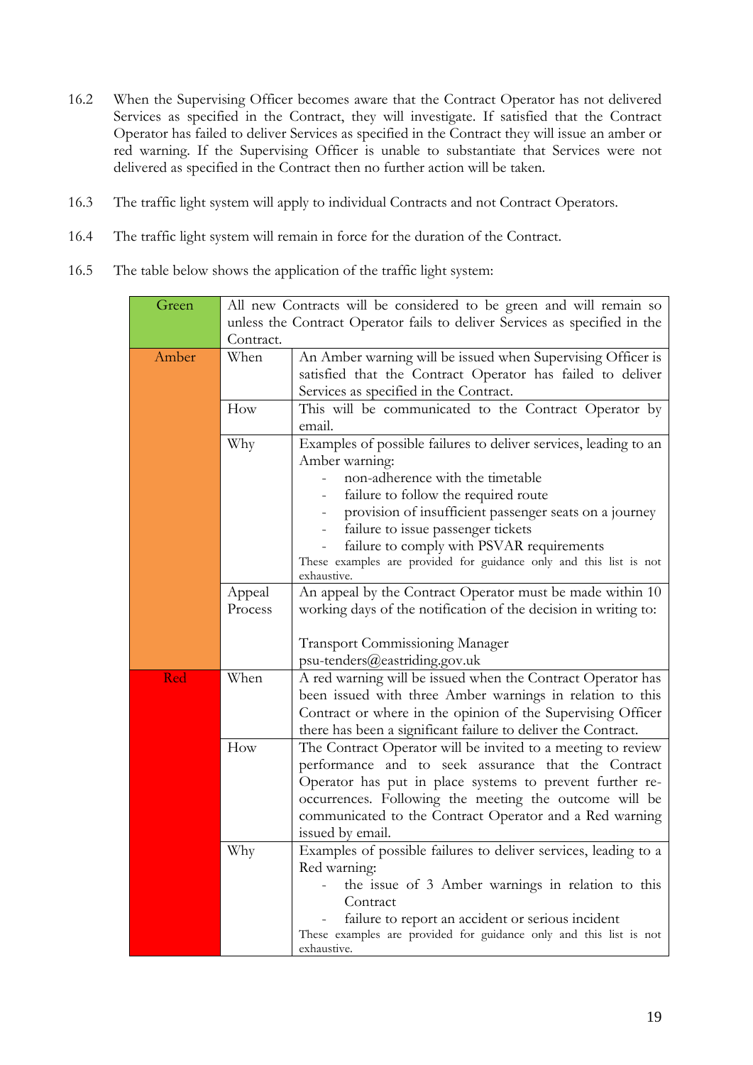16.2 When the Supervising Officer becomes aware that the Contract Operator has not delivered Services as specified in the Contract, they will investigate. If satisfied that the Contract Operator has failed to deliver Services as specified in the Contract they will issue an amber or red warning. If the Supervising Officer is unable to substantiate that Services were not delivered as specified in the Contract then no further action will be taken.

16.3 The traffic light system will apply to individual Contracts and not Contract Operators.

16.4 The traffic light system will remain in force for the duration of the Contract.

16.5 The table below shows the application of the traffic light system:

| | | |
|---|---|---|
| Green | All new Contracts will be considered to be green and will remain so unless the Contract Operator fails to deliver Services as specified in the Contract. | |
| Amber | When | An Amber warning will be issued when Supervising Officer is satisfied that the Contract Operator has failed to deliver Services as specified in the Contract. |
| | How | This will be communicated to the Contract Operator by email. |
| | Why | Examples of possible failures to deliver services, leading to an Amber warning:<br>- non-adherence with the timetable<br>- failure to follow the required route<br>- provision of insufficient passenger seats on a journey<br>- failure to issue passenger tickets<br>- failure to comply with PSVAR requirements<br>These examples are provided for guidance only and this list is not exhaustive. |
| | Appeal Process | An appeal by the Contract Operator must be made within 10 working days of the notification of the decision in writing to:<br><br>Transport Commissioning Manager<br>psu-tenders@eastriding.gov.uk |
| Red | When | A red warning will be issued when the Contract Operator has been issued with three Amber warnings in relation to this Contract or where in the opinion of the Supervising Officer there has been a significant failure to deliver the Contract. |
| | How | The Contract Operator will be invited to a meeting to review performance and to seek assurance that the Contract Operator has put in place systems to prevent further re-occurrences. Following the meeting the outcome will be communicated to the Contract Operator and a Red warning issued by email. |
| | Why | Examples of possible failures to deliver services, leading to a Red warning:<br>- the issue of 3 Amber warnings in relation to this Contract<br>- failure to report an accident or serious incident<br>These examples are provided for guidance only and this list is not exhaustive. |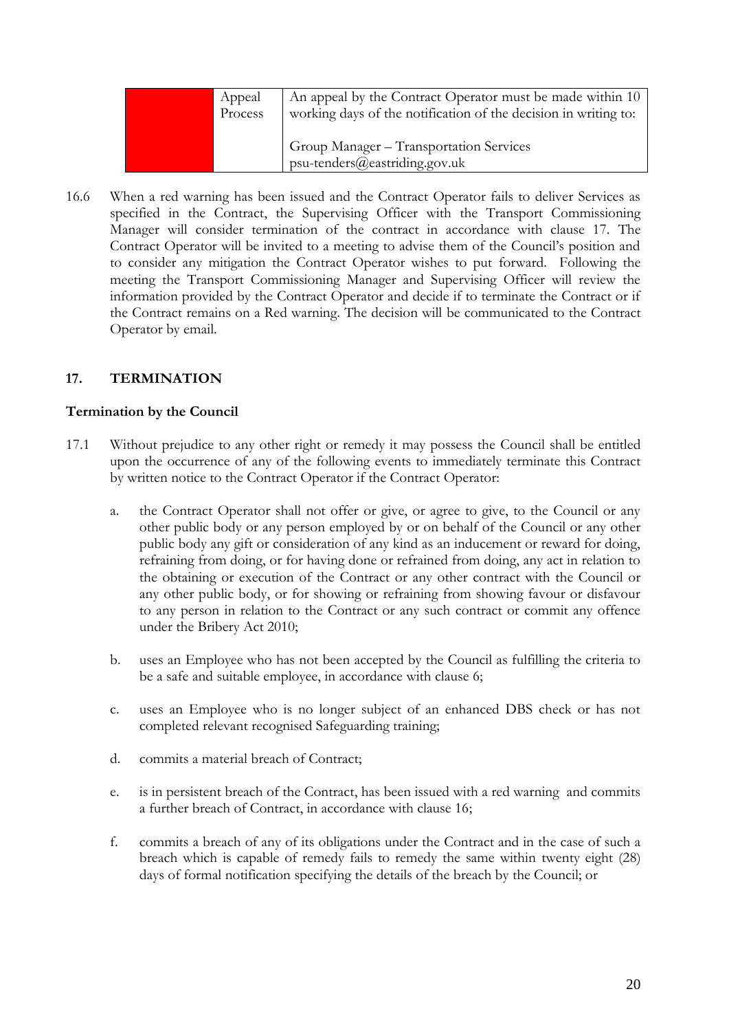|  | Appeal Process | An appeal by the Contract Operator must be made within 10 working days of the notification of the decision in writing to:<br><br>Group Manager – Transportation Services<br>psu-tenders@eastriding.gov.uk |
|---|---|---|

16.6 When a red warning has been issued and the Contract Operator fails to deliver Services as specified in the Contract, the Supervising Officer with the Transport Commissioning Manager will consider termination of the contract in accordance with clause 17. The Contract Operator will be invited to a meeting to advise them of the Council's position and to consider any mitigation the Contract Operator wishes to put forward. Following the meeting the Transport Commissioning Manager and Supervising Officer will review the information provided by the Contract Operator and decide if to terminate the Contract or if the Contract remains on a Red warning. The decision will be communicated to the Contract Operator by email.

## 17. TERMINATION

### Termination by the Council

17.1 Without prejudice to any other right or remedy it may possess the Council shall be entitled upon the occurrence of any of the following events to immediately terminate this Contract by written notice to the Contract Operator if the Contract Operator:

a. the Contract Operator shall not offer or give, or agree to give, to the Council or any other public body or any person employed by or on behalf of the Council or any other public body any gift or consideration of any kind as an inducement or reward for doing, refraining from doing, or for having done or refrained from doing, any act in relation to the obtaining or execution of the Contract or any other contract with the Council or any other public body, or for showing or refraining from showing favour or disfavour to any person in relation to the Contract or any such contract or commit any offence under the Bribery Act 2010;

b. uses an Employee who has not been accepted by the Council as fulfilling the criteria to be a safe and suitable employee, in accordance with clause 6;

c. uses an Employee who is no longer subject of an enhanced DBS check or has not completed relevant recognised Safeguarding training;

d. commits a material breach of Contract;

e. is in persistent breach of the Contract, has been issued with a red warning and commits a further breach of Contract, in accordance with clause 16;

f. commits a breach of any of its obligations under the Contract and in the case of such a breach which is capable of remedy fails to remedy the same within twenty eight (28) days of formal notification specifying the details of the breach by the Council; or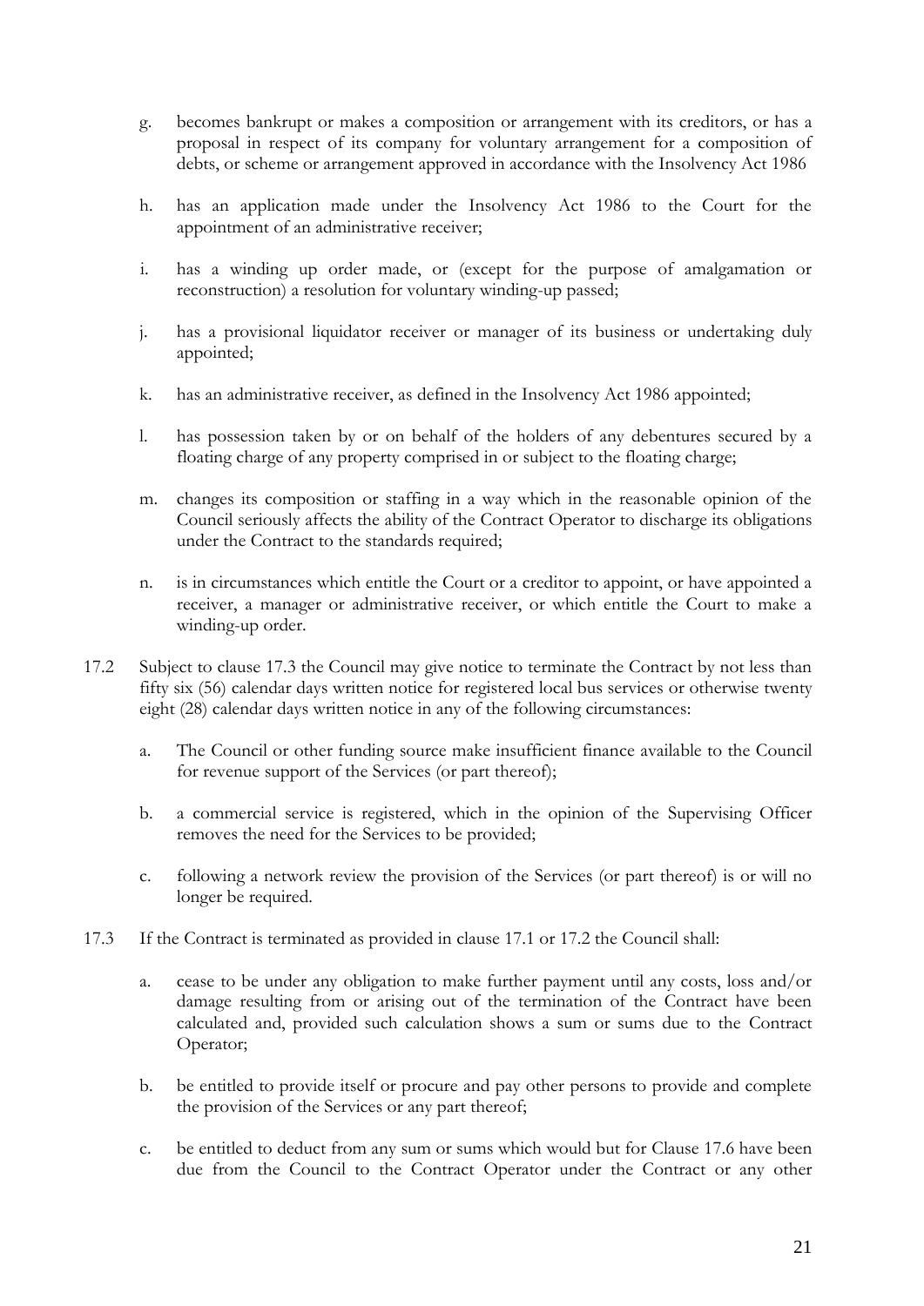g. becomes bankrupt or makes a composition or arrangement with its creditors, or has a proposal in respect of its company for voluntary arrangement for a composition of debts, or scheme or arrangement approved in accordance with the Insolvency Act 1986

h. has an application made under the Insolvency Act 1986 to the Court for the appointment of an administrative receiver;

i. has a winding up order made, or (except for the purpose of amalgamation or reconstruction) a resolution for voluntary winding-up passed;

j. has a provisional liquidator receiver or manager of its business or undertaking duly appointed;

k. has an administrative receiver, as defined in the Insolvency Act 1986 appointed;

l. has possession taken by or on behalf of the holders of any debentures secured by a floating charge of any property comprised in or subject to the floating charge;

m. changes its composition or staffing in a way which in the reasonable opinion of the Council seriously affects the ability of the Contract Operator to discharge its obligations under the Contract to the standards required;

n. is in circumstances which entitle the Court or a creditor to appoint, or have appointed a receiver, a manager or administrative receiver, or which entitle the Court to make a winding-up order.

17.2 Subject to clause 17.3 the Council may give notice to terminate the Contract by not less than fifty six (56) calendar days written notice for registered local bus services or otherwise twenty eight (28) calendar days written notice in any of the following circumstances:

a. The Council or other funding source make insufficient finance available to the Council for revenue support of the Services (or part thereof);

b. a commercial service is registered, which in the opinion of the Supervising Officer removes the need for the Services to be provided;

c. following a network review the provision of the Services (or part thereof) is or will no longer be required.

17.3 If the Contract is terminated as provided in clause 17.1 or 17.2 the Council shall:

a. cease to be under any obligation to make further payment until any costs, loss and/or damage resulting from or arising out of the termination of the Contract have been calculated and, provided such calculation shows a sum or sums due to the Contract Operator;

b. be entitled to provide itself or procure and pay other persons to provide and complete the provision of the Services or any part thereof;

c. be entitled to deduct from any sum or sums which would but for Clause 17.6 have been due from the Council to the Contract Operator under the Contract or any other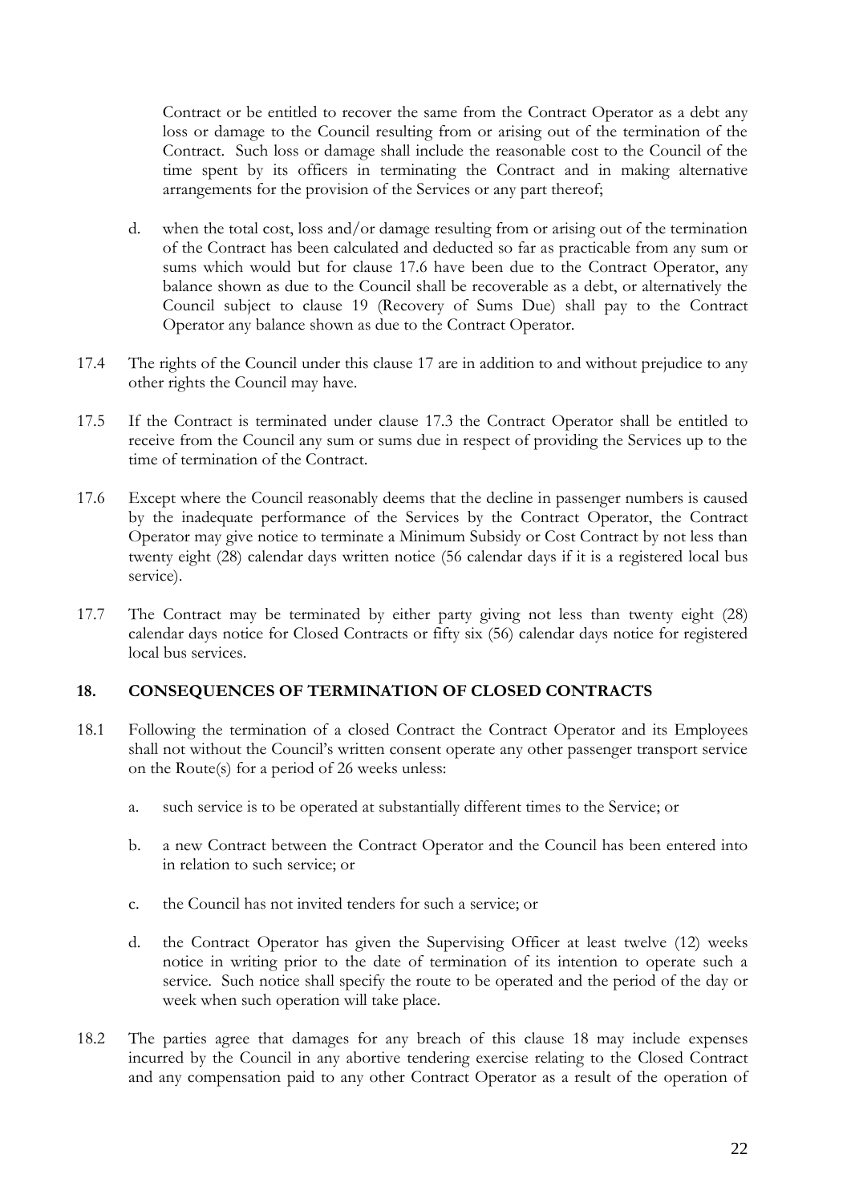Contract or be entitled to recover the same from the Contract Operator as a debt any loss or damage to the Council resulting from or arising out of the termination of the Contract. Such loss or damage shall include the reasonable cost to the Council of the time spent by its officers in terminating the Contract and in making alternative arrangements for the provision of the Services or any part thereof;

d. when the total cost, loss and/or damage resulting from or arising out of the termination of the Contract has been calculated and deducted so far as practicable from any sum or sums which would but for clause 17.6 have been due to the Contract Operator, any balance shown as due to the Council shall be recoverable as a debt, or alternatively the Council subject to clause 19 (Recovery of Sums Due) shall pay to the Contract Operator any balance shown as due to the Contract Operator.

17.4 The rights of the Council under this clause 17 are in addition to and without prejudice to any other rights the Council may have.

17.5 If the Contract is terminated under clause 17.3 the Contract Operator shall be entitled to receive from the Council any sum or sums due in respect of providing the Services up to the time of termination of the Contract.

17.6 Except where the Council reasonably deems that the decline in passenger numbers is caused by the inadequate performance of the Services by the Contract Operator, the Contract Operator may give notice to terminate a Minimum Subsidy or Cost Contract by not less than twenty eight (28) calendar days written notice (56 calendar days if it is a registered local bus service).

17.7 The Contract may be terminated by either party giving not less than twenty eight (28) calendar days notice for Closed Contracts or fifty six (56) calendar days notice for registered local bus services.

## 18. CONSEQUENCES OF TERMINATION OF CLOSED CONTRACTS

18.1 Following the termination of a closed Contract the Contract Operator and its Employees shall not without the Council's written consent operate any other passenger transport service on the Route(s) for a period of 26 weeks unless:

a. such service is to be operated at substantially different times to the Service; or

b. a new Contract between the Contract Operator and the Council has been entered into in relation to such service; or

c. the Council has not invited tenders for such a service; or

d. the Contract Operator has given the Supervising Officer at least twelve (12) weeks notice in writing prior to the date of termination of its intention to operate such a service. Such notice shall specify the route to be operated and the period of the day or week when such operation will take place.

18.2 The parties agree that damages for any breach of this clause 18 may include expenses incurred by the Council in any abortive tendering exercise relating to the Closed Contract and any compensation paid to any other Contract Operator as a result of the operation of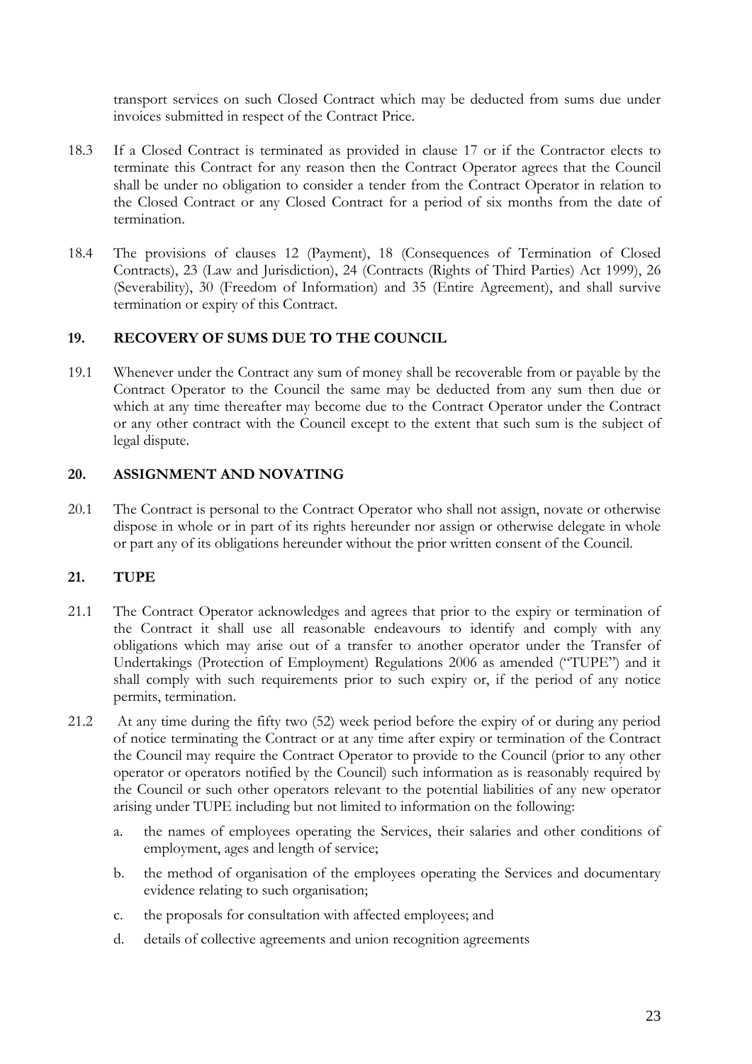transport services on such Closed Contract which may be deducted from sums due under invoices submitted in respect of the Contract Price.

18.3 If a Closed Contract is terminated as provided in clause 17 or if the Contractor elects to terminate this Contract for any reason then the Contract Operator agrees that the Council shall be under no obligation to consider a tender from the Contract Operator in relation to the Closed Contract or any Closed Contract for a period of six months from the date of termination.

18.4 The provisions of clauses 12 (Payment), 18 (Consequences of Termination of Closed Contracts), 23 (Law and Jurisdiction), 24 (Contracts (Rights of Third Parties) Act 1999), 26 (Severability), 30 (Freedom of Information) and 35 (Entire Agreement), and shall survive termination or expiry of this Contract.

## 19. RECOVERY OF SUMS DUE TO THE COUNCIL

19.1 Whenever under the Contract any sum of money shall be recoverable from or payable by the Contract Operator to the Council the same may be deducted from any sum then due or which at any time thereafter may become due to the Contract Operator under the Contract or any other contract with the Council except to the extent that such sum is the subject of legal dispute.

## 20. ASSIGNMENT AND NOVATING

20.1 The Contract is personal to the Contract Operator who shall not assign, novate or otherwise dispose in whole or in part of its rights hereunder nor assign or otherwise delegate in whole or part any of its obligations hereunder without the prior written consent of the Council.

## 21. TUPE

21.1 The Contract Operator acknowledges and agrees that prior to the expiry or termination of the Contract it shall use all reasonable endeavours to identify and comply with any obligations which may arise out of a transfer to another operator under the Transfer of Undertakings (Protection of Employment) Regulations 2006 as amended ("TUPE") and it shall comply with such requirements prior to such expiry or, if the period of any notice permits, termination.

21.2 At any time during the fifty two (52) week period before the expiry of or during any period of notice terminating the Contract or at any time after expiry or termination of the Contract the Council may require the Contract Operator to provide to the Council (prior to any other operator or operators notified by the Council) such information as is reasonably required by the Council or such other operators relevant to the potential liabilities of any new operator arising under TUPE including but not limited to information on the following:

a. the names of employees operating the Services, their salaries and other conditions of employment, ages and length of service;

b. the method of organisation of the employees operating the Services and documentary evidence relating to such organisation;

c. the proposals for consultation with affected employees; and

d. details of collective agreements and union recognition agreements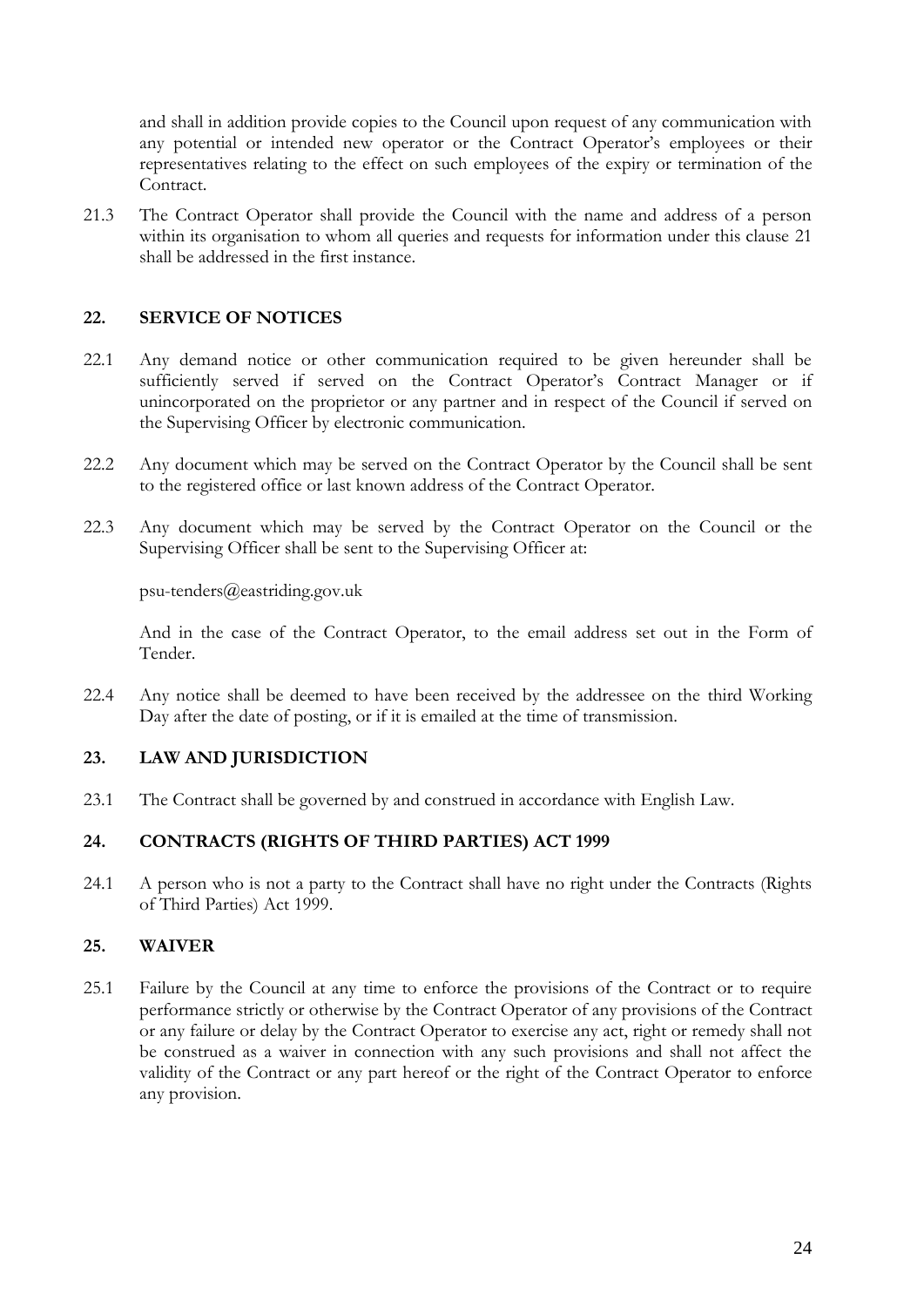and shall in addition provide copies to the Council upon request of any communication with any potential or intended new operator or the Contract Operator's employees or their representatives relating to the effect on such employees of the expiry or termination of the Contract.

21.3 The Contract Operator shall provide the Council with the name and address of a person within its organisation to whom all queries and requests for information under this clause 21 shall be addressed in the first instance.

## 22. SERVICE OF NOTICES

22.1 Any demand notice or other communication required to be given hereunder shall be sufficiently served if served on the Contract Operator's Contract Manager or if unincorporated on the proprietor or any partner and in respect of the Council if served on the Supervising Officer by electronic communication.

22.2 Any document which may be served on the Contract Operator by the Council shall be sent to the registered office or last known address of the Contract Operator.

22.3 Any document which may be served by the Contract Operator on the Council or the Supervising Officer shall be sent to the Supervising Officer at:

psu-tenders@eastriding.gov.uk

And in the case of the Contract Operator, to the email address set out in the Form of Tender.

22.4 Any notice shall be deemed to have been received by the addressee on the third Working Day after the date of posting, or if it is emailed at the time of transmission.

## 23. LAW AND JURISDICTION

23.1 The Contract shall be governed by and construed in accordance with English Law.

## 24. CONTRACTS (RIGHTS OF THIRD PARTIES) ACT 1999

24.1 A person who is not a party to the Contract shall have no right under the Contracts (Rights of Third Parties) Act 1999.

## 25. WAIVER

25.1 Failure by the Council at any time to enforce the provisions of the Contract or to require performance strictly or otherwise by the Contract Operator of any provisions of the Contract or any failure or delay by the Contract Operator to exercise any act, right or remedy shall not be construed as a waiver in connection with any such provisions and shall not affect the validity of the Contract or any part hereof or the right of the Contract Operator to enforce any provision.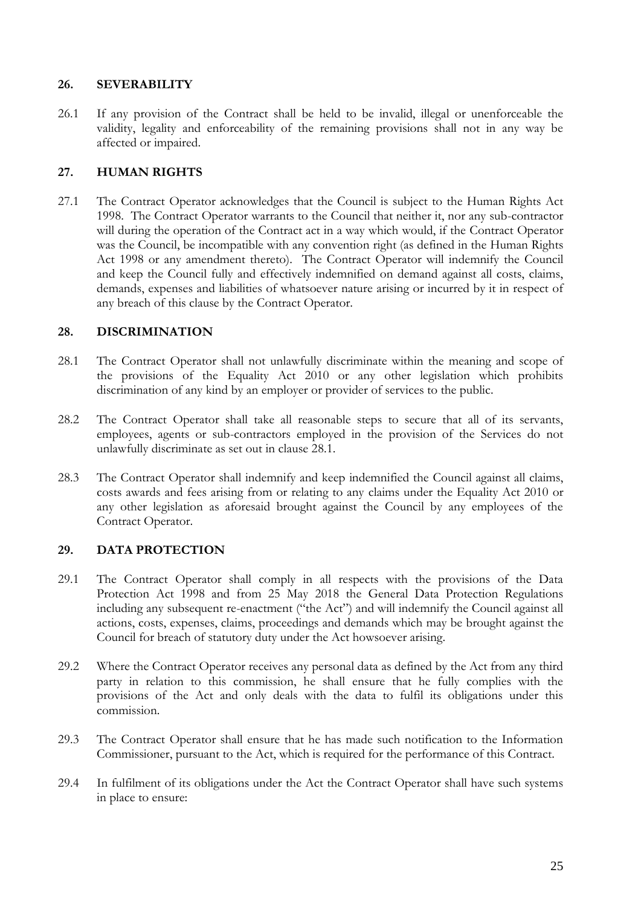## 26. SEVERABILITY

26.1 If any provision of the Contract shall be held to be invalid, illegal or unenforceable the validity, legality and enforceability of the remaining provisions shall not in any way be affected or impaired.

## 27. HUMAN RIGHTS

27.1 The Contract Operator acknowledges that the Council is subject to the Human Rights Act 1998. The Contract Operator warrants to the Council that neither it, nor any sub-contractor will during the operation of the Contract act in a way which would, if the Contract Operator was the Council, be incompatible with any convention right (as defined in the Human Rights Act 1998 or any amendment thereto). The Contract Operator will indemnify the Council and keep the Council fully and effectively indemnified on demand against all costs, claims, demands, expenses and liabilities of whatsoever nature arising or incurred by it in respect of any breach of this clause by the Contract Operator.

## 28. DISCRIMINATION

28.1 The Contract Operator shall not unlawfully discriminate within the meaning and scope of the provisions of the Equality Act 2010 or any other legislation which prohibits discrimination of any kind by an employer or provider of services to the public.

28.2 The Contract Operator shall take all reasonable steps to secure that all of its servants, employees, agents or sub-contractors employed in the provision of the Services do not unlawfully discriminate as set out in clause 28.1.

28.3 The Contract Operator shall indemnify and keep indemnified the Council against all claims, costs awards and fees arising from or relating to any claims under the Equality Act 2010 or any other legislation as aforesaid brought against the Council by any employees of the Contract Operator.

## 29. DATA PROTECTION

29.1 The Contract Operator shall comply in all respects with the provisions of the Data Protection Act 1998 and from 25 May 2018 the General Data Protection Regulations including any subsequent re-enactment ("the Act") and will indemnify the Council against all actions, costs, expenses, claims, proceedings and demands which may be brought against the Council for breach of statutory duty under the Act howsoever arising.

29.2 Where the Contract Operator receives any personal data as defined by the Act from any third party in relation to this commission, he shall ensure that he fully complies with the provisions of the Act and only deals with the data to fulfil its obligations under this commission.

29.3 The Contract Operator shall ensure that he has made such notification to the Information Commissioner, pursuant to the Act, which is required for the performance of this Contract.

29.4 In fulfilment of its obligations under the Act the Contract Operator shall have such systems in place to ensure: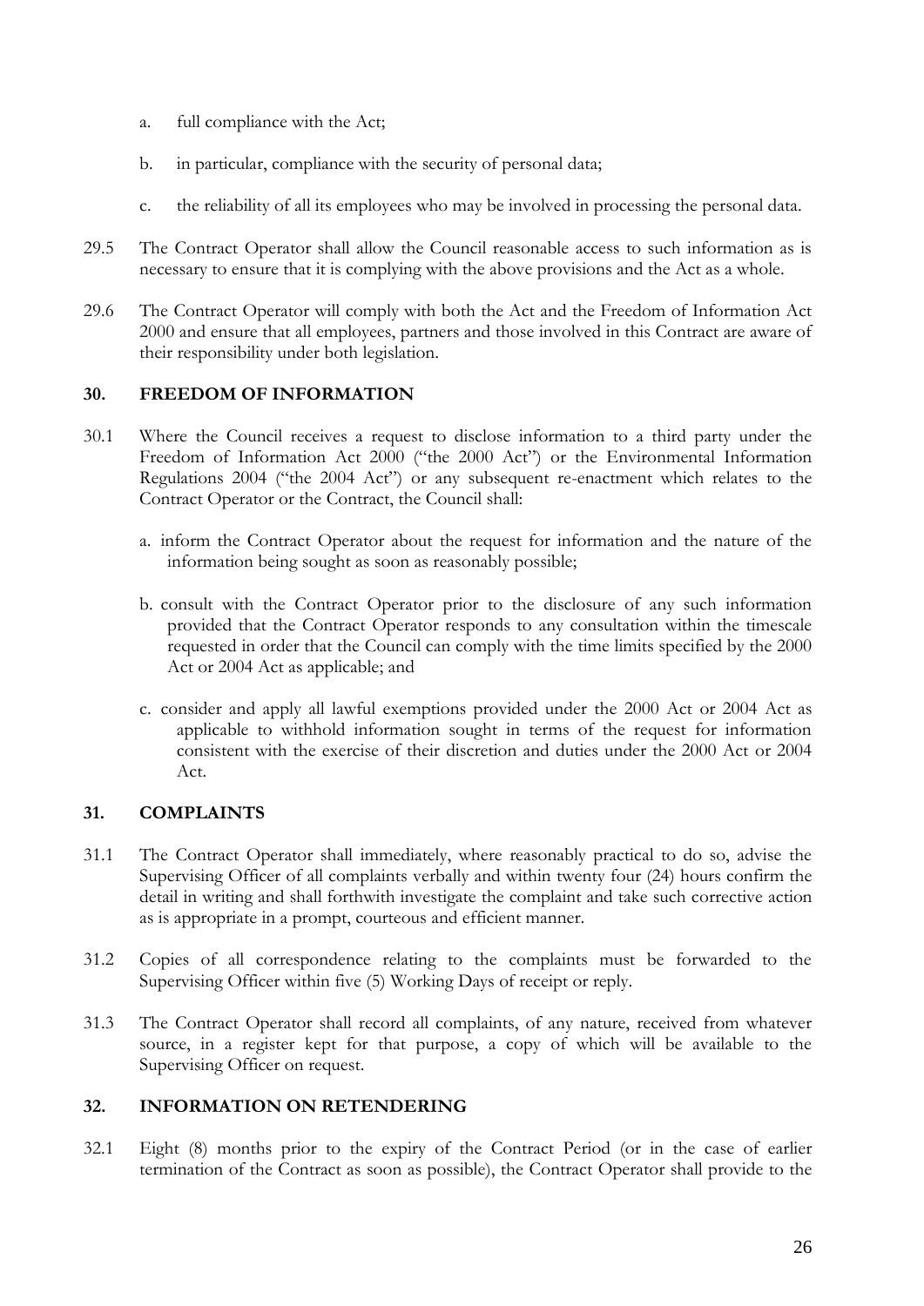a. full compliance with the Act;

b. in particular, compliance with the security of personal data;

c. the reliability of all its employees who may be involved in processing the personal data.

29.5 The Contract Operator shall allow the Council reasonable access to such information as is necessary to ensure that it is complying with the above provisions and the Act as a whole.

29.6 The Contract Operator will comply with both the Act and the Freedom of Information Act 2000 and ensure that all employees, partners and those involved in this Contract are aware of their responsibility under both legislation.

## 30. FREEDOM OF INFORMATION

30.1 Where the Council receives a request to disclose information to a third party under the Freedom of Information Act 2000 ("the 2000 Act") or the Environmental Information Regulations 2004 ("the 2004 Act") or any subsequent re-enactment which relates to the Contract Operator or the Contract, the Council shall:

a. inform the Contract Operator about the request for information and the nature of the information being sought as soon as reasonably possible;

b. consult with the Contract Operator prior to the disclosure of any such information provided that the Contract Operator responds to any consultation within the timescale requested in order that the Council can comply with the time limits specified by the 2000 Act or 2004 Act as applicable; and

c. consider and apply all lawful exemptions provided under the 2000 Act or 2004 Act as applicable to withhold information sought in terms of the request for information consistent with the exercise of their discretion and duties under the 2000 Act or 2004 Act.

## 31. COMPLAINTS

31.1 The Contract Operator shall immediately, where reasonably practical to do so, advise the Supervising Officer of all complaints verbally and within twenty four (24) hours confirm the detail in writing and shall forthwith investigate the complaint and take such corrective action as is appropriate in a prompt, courteous and efficient manner.

31.2 Copies of all correspondence relating to the complaints must be forwarded to the Supervising Officer within five (5) Working Days of receipt or reply.

31.3 The Contract Operator shall record all complaints, of any nature, received from whatever source, in a register kept for that purpose, a copy of which will be available to the Supervising Officer on request.

## 32. INFORMATION ON RETENDERING

32.1 Eight (8) months prior to the expiry of the Contract Period (or in the case of earlier termination of the Contract as soon as possible), the Contract Operator shall provide to the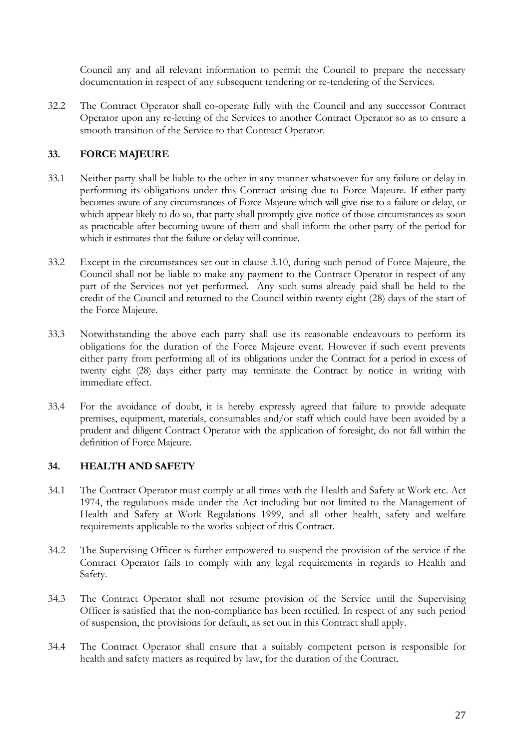Council any and all relevant information to permit the Council to prepare the necessary documentation in respect of any subsequent tendering or re-tendering of the Services.

32.2 The Contract Operator shall co-operate fully with the Council and any successor Contract Operator upon any re-letting of the Services to another Contract Operator so as to ensure a smooth transition of the Service to that Contract Operator.

## 33. FORCE MAJEURE

33.1 Neither party shall be liable to the other in any manner whatsoever for any failure or delay in performing its obligations under this Contract arising due to Force Majeure. If either party becomes aware of any circumstances of Force Majeure which will give rise to a failure or delay, or which appear likely to do so, that party shall promptly give notice of those circumstances as soon as practicable after becoming aware of them and shall inform the other party of the period for which it estimates that the failure or delay will continue.

33.2 Except in the circumstances set out in clause 3.10, during such period of Force Majeure, the Council shall not be liable to make any payment to the Contract Operator in respect of any part of the Services not yet performed. Any such sums already paid shall be held to the credit of the Council and returned to the Council within twenty eight (28) days of the start of the Force Majeure.

33.3 Notwithstanding the above each party shall use its reasonable endeavours to perform its obligations for the duration of the Force Majeure event. However if such event prevents either party from performing all of its obligations under the Contract for a period in excess of twenty eight (28) days either party may terminate the Contract by notice in writing with immediate effect.

33.4 For the avoidance of doubt, it is hereby expressly agreed that failure to provide adequate premises, equipment, materials, consumables and/or staff which could have been avoided by a prudent and diligent Contract Operator with the application of foresight, do not fall within the definition of Force Majeure.

## 34. HEALTH AND SAFETY

34.1 The Contract Operator must comply at all times with the Health and Safety at Work etc. Act 1974, the regulations made under the Act including but not limited to the Management of Health and Safety at Work Regulations 1999, and all other health, safety and welfare requirements applicable to the works subject of this Contract.

34.2 The Supervising Officer is further empowered to suspend the provision of the service if the Contract Operator fails to comply with any legal requirements in regards to Health and Safety.

34.3 The Contract Operator shall not resume provision of the Service until the Supervising Officer is satisfied that the non-compliance has been rectified. In respect of any such period of suspension, the provisions for default, as set out in this Contract shall apply.

34.4 The Contract Operator shall ensure that a suitably competent person is responsible for health and safety matters as required by law, for the duration of the Contract.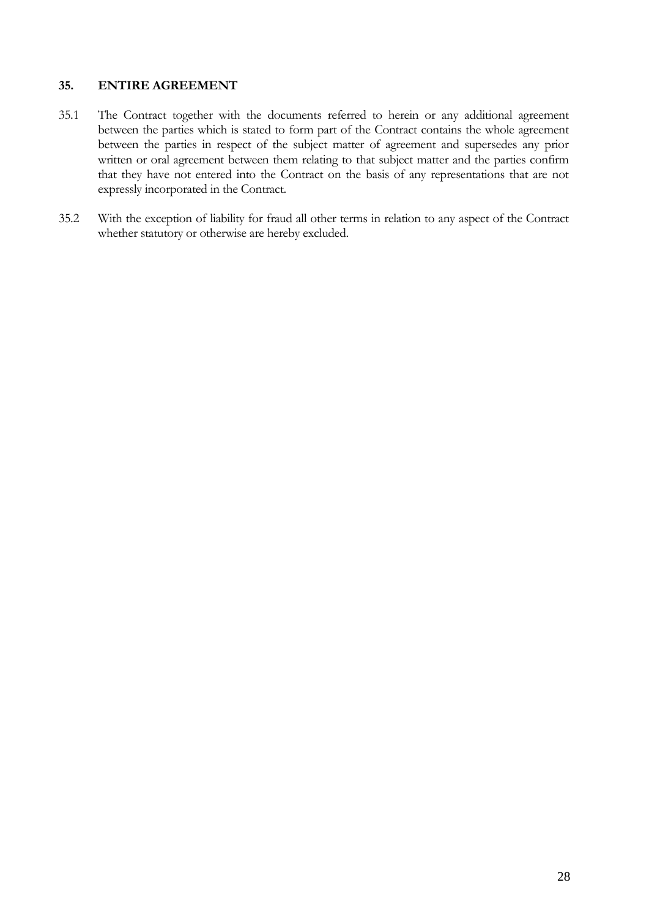## 35. ENTIRE AGREEMENT

35.1 The Contract together with the documents referred to herein or any additional agreement between the parties which is stated to form part of the Contract contains the whole agreement between the parties in respect of the subject matter of agreement and supersedes any prior written or oral agreement between them relating to that subject matter and the parties confirm that they have not entered into the Contract on the basis of any representations that are not expressly incorporated in the Contract.

35.2 With the exception of liability for fraud all other terms in relation to any aspect of the Contract whether statutory or otherwise are hereby excluded.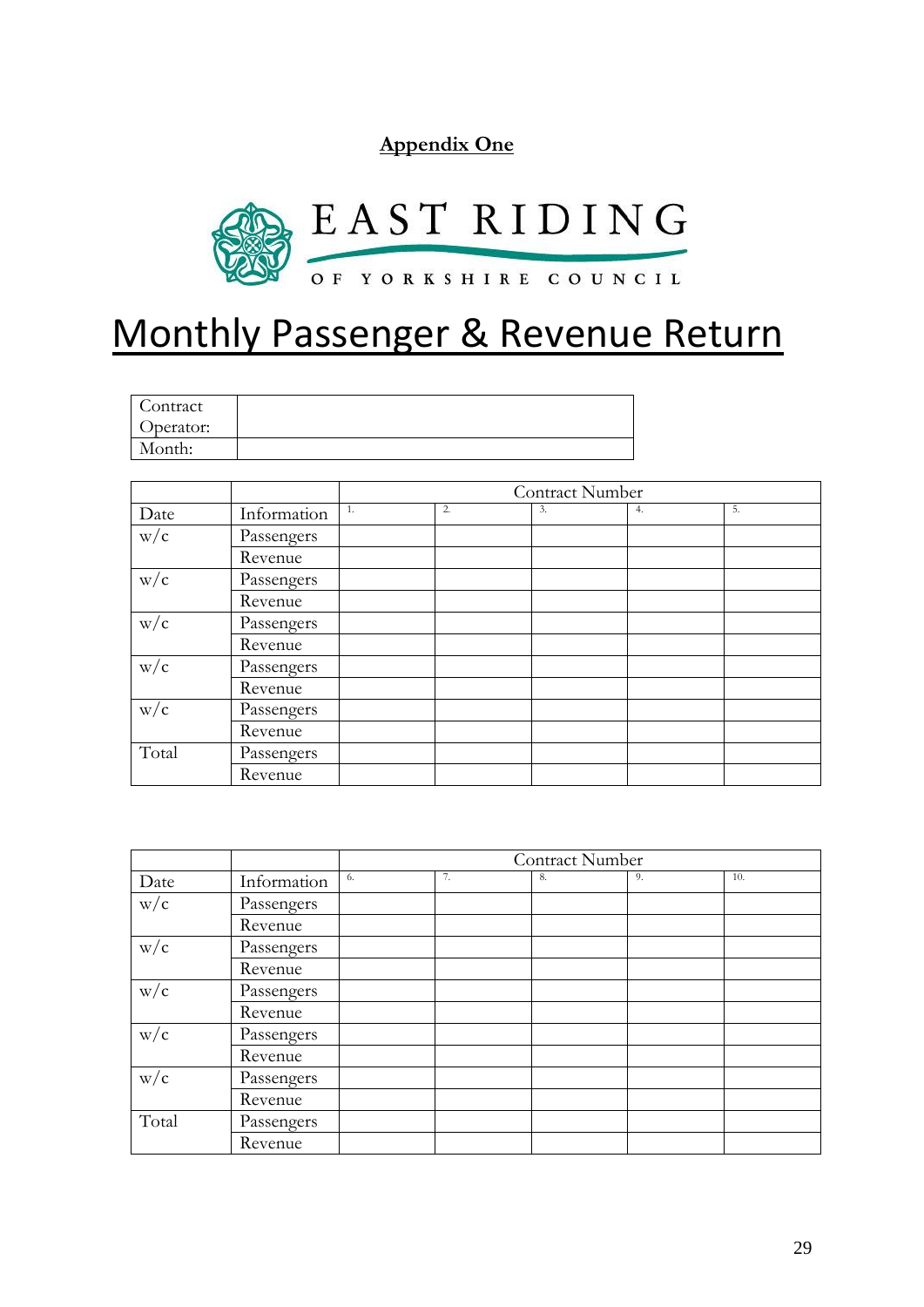**Appendix One**

EAST RIDING
OF YORKSHIRE COUNCIL

# Monthly Passenger & Revenue Return

| Contract Operator: | |
|---|---|
| Month: | |

| | | Contract Number | | | | |
|---|---|---|---|---|---|---|
| Date | Information | 1. | 2. | 3. | 4. | 5. |
| w/c | Passengers | | | | | |
| | Revenue | | | | | |
| w/c | Passengers | | | | | |
| | Revenue | | | | | |
| w/c | Passengers | | | | | |
| | Revenue | | | | | |
| w/c | Passengers | | | | | |
| | Revenue | | | | | |
| w/c | Passengers | | | | | |
| | Revenue | | | | | |
| Total | Passengers | | | | | |
| | Revenue | | | | | |

| | | Contract Number | | | | |
|---|---|---|---|---|---|---|
| Date | Information | 6. | 7. | 8. | 9. | 10. |
| w/c | Passengers | | | | | |
| | Revenue | | | | | |
| w/c | Passengers | | | | | |
| | Revenue | | | | | |
| w/c | Passengers | | | | | |
| | Revenue | | | | | |
| w/c | Passengers | | | | | |
| | Revenue | | | | | |
| w/c | Passengers | | | | | |
| | Revenue | | | | | |
| Total | Passengers | | | | | |
| | Revenue | | | | | |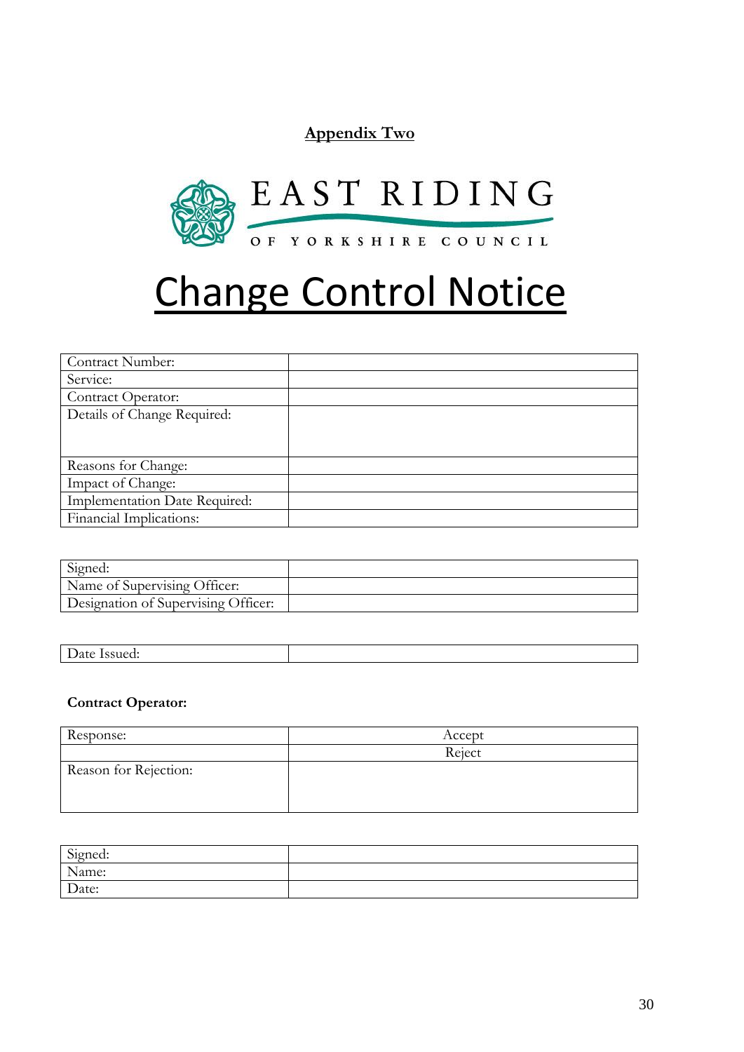**Appendix Two**

EAST RIDING

OF YORKSHIRE COUNCIL

# Change Control Notice

| | |
|---|---|
| Contract Number: | |
| Service: | |
| Contract Operator: | |
| Details of Change Required: | |
| Reasons for Change: | |
| Impact of Change: | |
| Implementation Date Required: | |
| Financial Implications: | |

| | |
|---|---|
| Signed: | |
| Name of Supervising Officer: | |
| Designation of Supervising Officer: | |

| | |
|---|---|
| Date Issued: | |

**Contract Operator:**

| | |
|---|---|
| Response: | Accept |
| | Reject |
| Reason for Rejection: | |

| | |
|---|---|
| Signed: | |
| Name: | |
| Date: | |